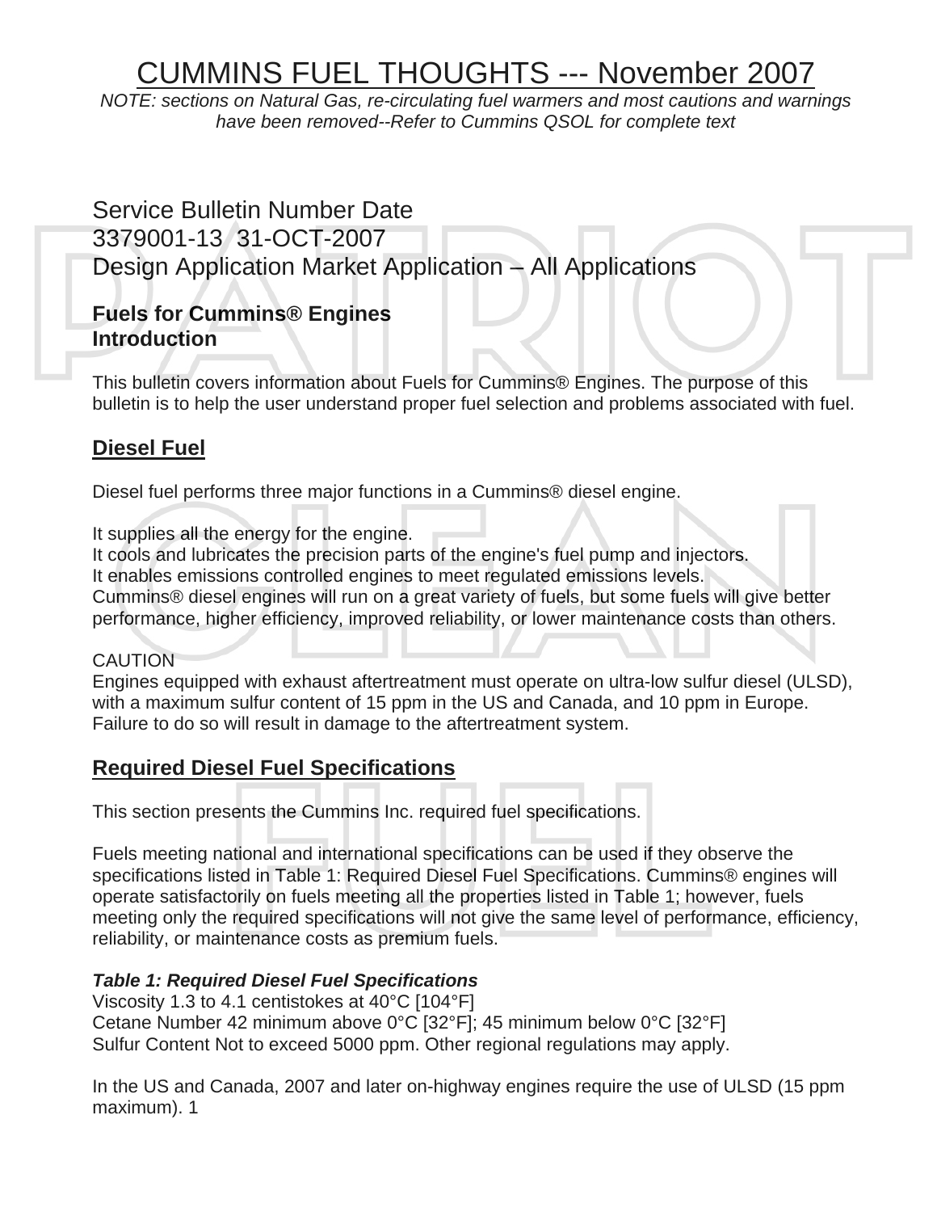# CUMMINS FUEL THOUGHTS --- November 2007

*NOTE: sections on Natural Gas, re-circulating fuel warmers and most cautions and warnings have been removed--Refer to Cummins QSOL for complete text*

Service Bulletin Number Date
3379001-13 31-OCT-2007
Design Application Market Application – All Applications

**Fuels for Cummins® Engines**
**Introduction**

This bulletin covers information about Fuels for Cummins® Engines. The purpose of this bulletin is to help the user understand proper fuel selection and problems associated with fuel.

## Diesel Fuel

Diesel fuel performs three major functions in a Cummins® diesel engine.

It supplies all the energy for the engine.
It cools and lubricates the precision parts of the engine's fuel pump and injectors.
It enables emissions controlled engines to meet regulated emissions levels.
Cummins® diesel engines will run on a great variety of fuels, but some fuels will give better performance, higher efficiency, improved reliability, or lower maintenance costs than others.

CAUTION
Engines equipped with exhaust aftertreatment must operate on ultra-low sulfur diesel (ULSD), with a maximum sulfur content of 15 ppm in the US and Canada, and 10 ppm in Europe. Failure to do so will result in damage to the aftertreatment system.

## Required Diesel Fuel Specifications

This section presents the Cummins Inc. required fuel specifications.

Fuels meeting national and international specifications can be used if they observe the specifications listed in Table 1: Required Diesel Fuel Specifications. Cummins® engines will operate satisfactorily on fuels meeting all the properties listed in Table 1; however, fuels meeting only the required specifications will not give the same level of performance, efficiency, reliability, or maintenance costs as premium fuels.

***Table 1: Required Diesel Fuel Specifications***
Viscosity 1.3 to 4.1 centistokes at 40°C [104°F]
Cetane Number 42 minimum above 0°C [32°F]; 45 minimum below 0°C [32°F]
Sulfur Content Not to exceed 5000 ppm. Other regional regulations may apply.

In the US and Canada, 2007 and later on-highway engines require the use of ULSD (15 ppm maximum). 1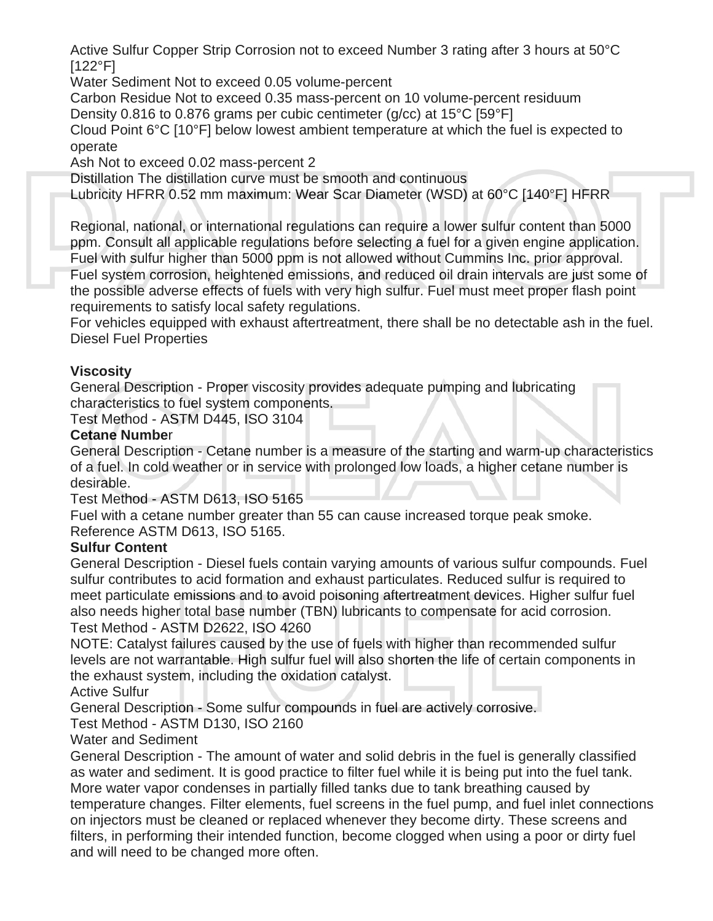Active Sulfur Copper Strip Corrosion not to exceed Number 3 rating after 3 hours at 50°C [122°F]
Water Sediment Not to exceed 0.05 volume-percent
Carbon Residue Not to exceed 0.35 mass-percent on 10 volume-percent residuum
Density 0.816 to 0.876 grams per cubic centimeter (g/cc) at 15°C [59°F]
Cloud Point 6°C [10°F] below lowest ambient temperature at which the fuel is expected to operate
Ash Not to exceed 0.02 mass-percent 2
Distillation The distillation curve must be smooth and continuous
Lubricity HFRR 0.52 mm maximum: Wear Scar Diameter (WSD) at 60°C [140°F] HFRR

Regional, national, or international regulations can require a lower sulfur content than 5000 ppm. Consult all applicable regulations before selecting a fuel for a given engine application. Fuel with sulfur higher than 5000 ppm is not allowed without Cummins Inc. prior approval. Fuel system corrosion, heightened emissions, and reduced oil drain intervals are just some of the possible adverse effects of fuels with very high sulfur. Fuel must meet proper flash point requirements to satisfy local safety regulations.
For vehicles equipped with exhaust aftertreatment, there shall be no detectable ash in the fuel.
Diesel Fuel Properties

**Viscosity**
General Description - Proper viscosity provides adequate pumping and lubricating characteristics to fuel system components.
Test Method - ASTM D445, ISO 3104
**Cetane Number**
General Description - Cetane number is a measure of the starting and warm-up characteristics of a fuel. In cold weather or in service with prolonged low loads, a higher cetane number is desirable.
Test Method - ASTM D613, ISO 5165
Fuel with a cetane number greater than 55 can cause increased torque peak smoke.
Reference ASTM D613, ISO 5165.
**Sulfur Content**
General Description - Diesel fuels contain varying amounts of various sulfur compounds. Fuel sulfur contributes to acid formation and exhaust particulates. Reduced sulfur is required to meet particulate emissions and to avoid poisoning aftertreatment devices. Higher sulfur fuel also needs higher total base number (TBN) lubricants to compensate for acid corrosion.
Test Method - ASTM D2622, ISO 4260
NOTE: Catalyst failures caused by the use of fuels with higher than recommended sulfur levels are not warrantable. High sulfur fuel will also shorten the life of certain components in the exhaust system, including the oxidation catalyst.
Active Sulfur
General Description - Some sulfur compounds in fuel are actively corrosive.
Test Method - ASTM D130, ISO 2160
Water and Sediment
General Description - The amount of water and solid debris in the fuel is generally classified as water and sediment. It is good practice to filter fuel while it is being put into the fuel tank. More water vapor condenses in partially filled tanks due to tank breathing caused by temperature changes. Filter elements, fuel screens in the fuel pump, and fuel inlet connections on injectors must be cleaned or replaced whenever they become dirty. These screens and filters, in performing their intended function, become clogged when using a poor or dirty fuel and will need to be changed more often.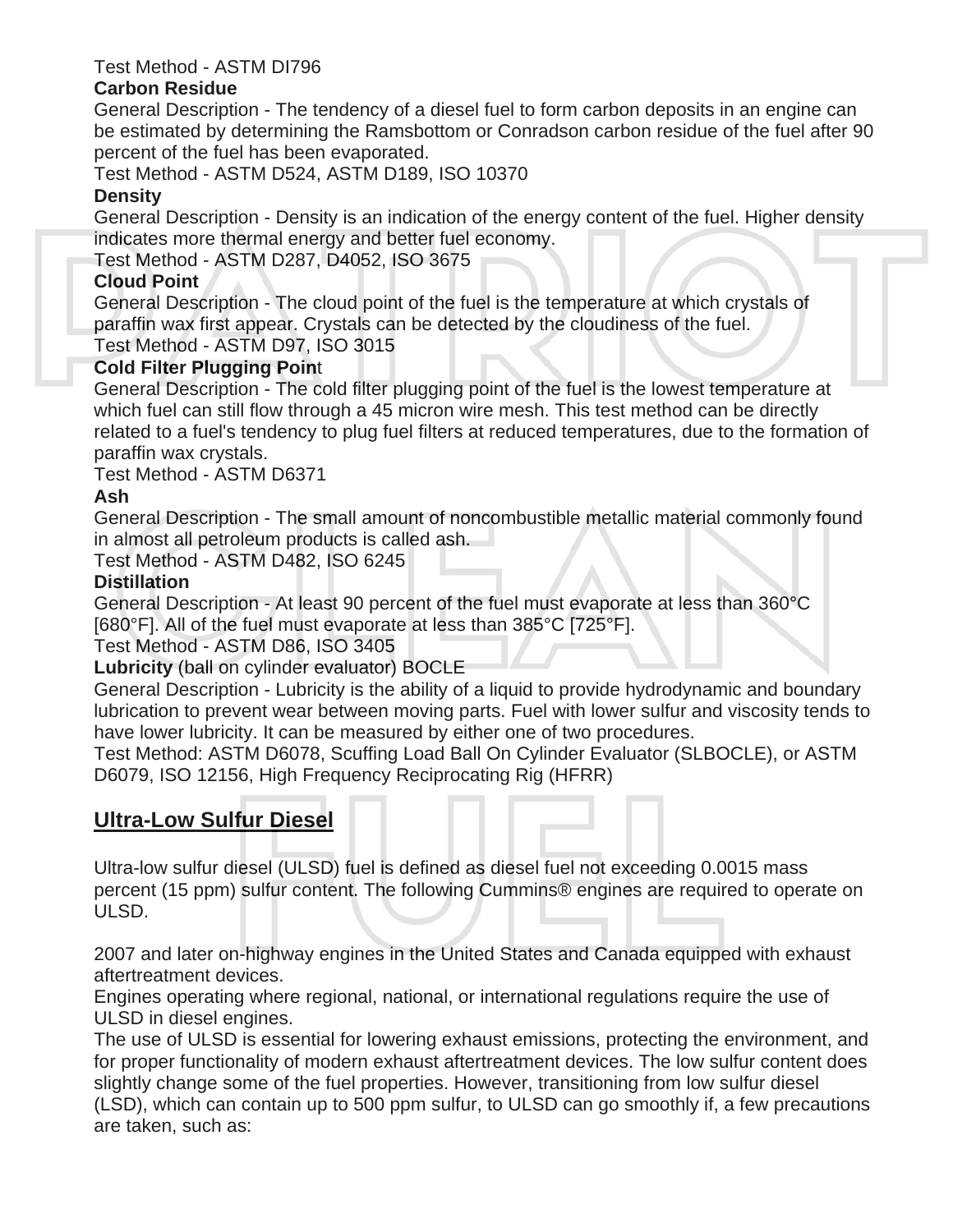Test Method - ASTM DI796

**Carbon Residue**

General Description - The tendency of a diesel fuel to form carbon deposits in an engine can be estimated by determining the Ramsbottom or Conradson carbon residue of the fuel after 90 percent of the fuel has been evaporated.

Test Method - ASTM D524, ASTM D189, ISO 10370

**Density**

General Description - Density is an indication of the energy content of the fuel. Higher density indicates more thermal energy and better fuel economy.

Test Method - ASTM D287, D4052, ISO 3675

**Cloud Point**

General Description - The cloud point of the fuel is the temperature at which crystals of paraffin wax first appear. Crystals can be detected by the cloudiness of the fuel.

Test Method - ASTM D97, ISO 3015

**Cold Filter Plugging Poin**t

General Description - The cold filter plugging point of the fuel is the lowest temperature at which fuel can still flow through a 45 micron wire mesh. This test method can be directly related to a fuel's tendency to plug fuel filters at reduced temperatures, due to the formation of paraffin wax crystals.

Test Method - ASTM D6371

**Ash**

General Description - The small amount of noncombustible metallic material commonly found in almost all petroleum products is called ash.

Test Method - ASTM D482, ISO 6245

**Distillation**

General Description - At least 90 percent of the fuel must evaporate at less than 360°C [680°F]. All of the fuel must evaporate at less than 385°C [725°F].

Test Method - ASTM D86, ISO 3405

**Lubricity** (ball on cylinder evaluator) BOCLE

General Description - Lubricity is the ability of a liquid to provide hydrodynamic and boundary lubrication to prevent wear between moving parts. Fuel with lower sulfur and viscosity tends to have lower lubricity. It can be measured by either one of two procedures.

Test Method: ASTM D6078, Scuffing Load Ball On Cylinder Evaluator (SLBOCLE), or ASTM D6079, ISO 12156, High Frequency Reciprocating Rig (HFRR)

## Ultra-Low Sulfur Diesel

Ultra-low sulfur diesel (ULSD) fuel is defined as diesel fuel not exceeding 0.0015 mass percent (15 ppm) sulfur content. The following Cummins® engines are required to operate on ULSD.

2007 and later on-highway engines in the United States and Canada equipped with exhaust aftertreatment devices.

Engines operating where regional, national, or international regulations require the use of ULSD in diesel engines.

The use of ULSD is essential for lowering exhaust emissions, protecting the environment, and for proper functionality of modern exhaust aftertreatment devices. The low sulfur content does slightly change some of the fuel properties. However, transitioning from low sulfur diesel (LSD), which can contain up to 500 ppm sulfur, to ULSD can go smoothly if, a few precautions are taken, such as: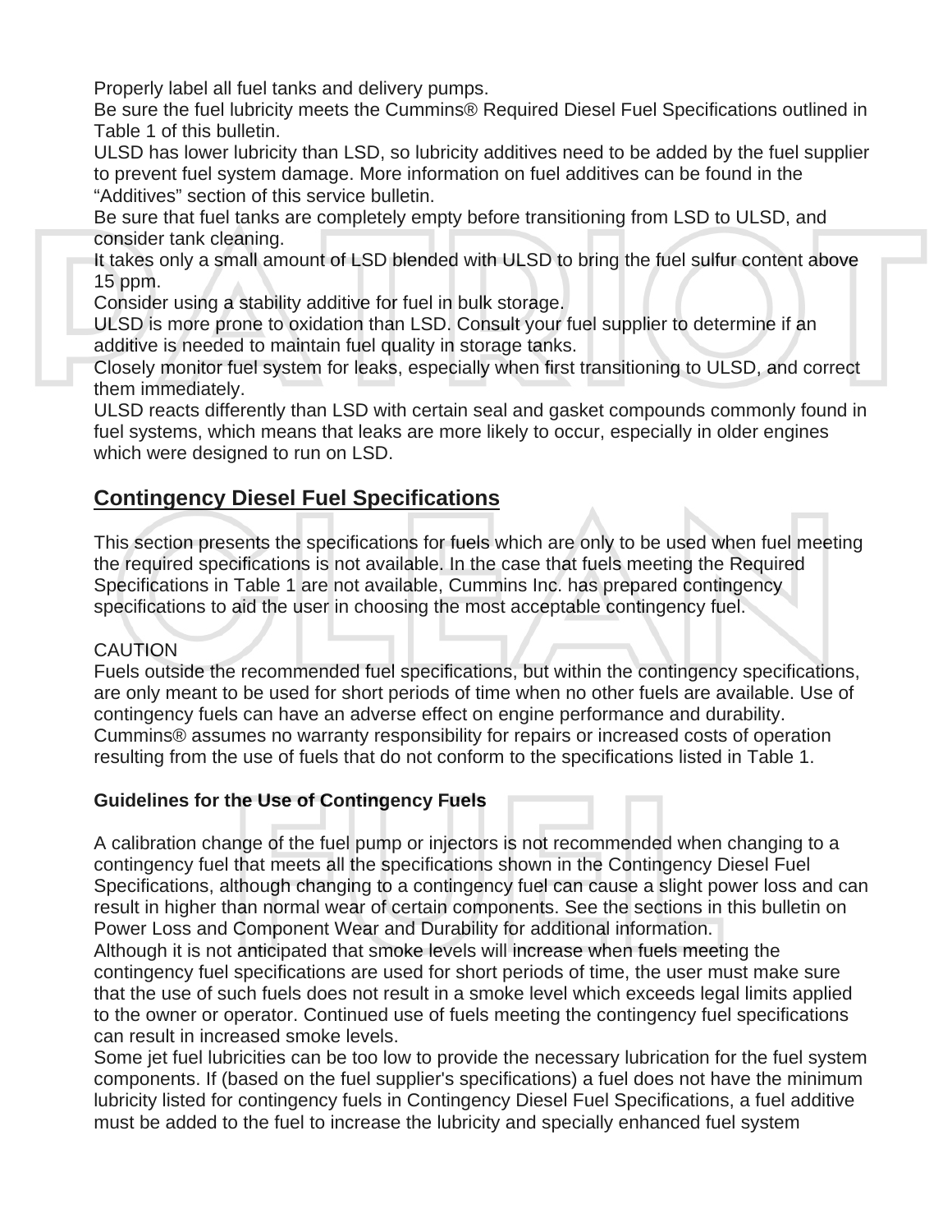Properly label all fuel tanks and delivery pumps.
Be sure the fuel lubricity meets the Cummins® Required Diesel Fuel Specifications outlined in Table 1 of this bulletin.
ULSD has lower lubricity than LSD, so lubricity additives need to be added by the fuel supplier to prevent fuel system damage. More information on fuel additives can be found in the "Additives" section of this service bulletin.
Be sure that fuel tanks are completely empty before transitioning from LSD to ULSD, and consider tank cleaning.
It takes only a small amount of LSD blended with ULSD to bring the fuel sulfur content above 15 ppm.
Consider using a stability additive for fuel in bulk storage.
ULSD is more prone to oxidation than LSD. Consult your fuel supplier to determine if an additive is needed to maintain fuel quality in storage tanks.
Closely monitor fuel system for leaks, especially when first transitioning to ULSD, and correct them immediately.
ULSD reacts differently than LSD with certain seal and gasket compounds commonly found in fuel systems, which means that leaks are more likely to occur, especially in older engines which were designed to run on LSD.

## Contingency Diesel Fuel Specifications

This section presents the specifications for fuels which are only to be used when fuel meeting the required specifications is not available. In the case that fuels meeting the Required Specifications in Table 1 are not available, Cummins Inc. has prepared contingency specifications to aid the user in choosing the most acceptable contingency fuel.

CAUTION
Fuels outside the recommended fuel specifications, but within the contingency specifications, are only meant to be used for short periods of time when no other fuels are available. Use of contingency fuels can have an adverse effect on engine performance and durability. Cummins® assumes no warranty responsibility for repairs or increased costs of operation resulting from the use of fuels that do not conform to the specifications listed in Table 1.

**Guidelines for the Use of Contingency Fuels**

A calibration change of the fuel pump or injectors is not recommended when changing to a contingency fuel that meets all the specifications shown in the Contingency Diesel Fuel Specifications, although changing to a contingency fuel can cause a slight power loss and can result in higher than normal wear of certain components. See the sections in this bulletin on Power Loss and Component Wear and Durability for additional information.
Although it is not anticipated that smoke levels will increase when fuels meeting the contingency fuel specifications are used for short periods of time, the user must make sure that the use of such fuels does not result in a smoke level which exceeds legal limits applied to the owner or operator. Continued use of fuels meeting the contingency fuel specifications can result in increased smoke levels.
Some jet fuel lubricities can be too low to provide the necessary lubrication for the fuel system components. If (based on the fuel supplier's specifications) a fuel does not have the minimum lubricity listed for contingency fuels in Contingency Diesel Fuel Specifications, a fuel additive must be added to the fuel to increase the lubricity and specially enhanced fuel system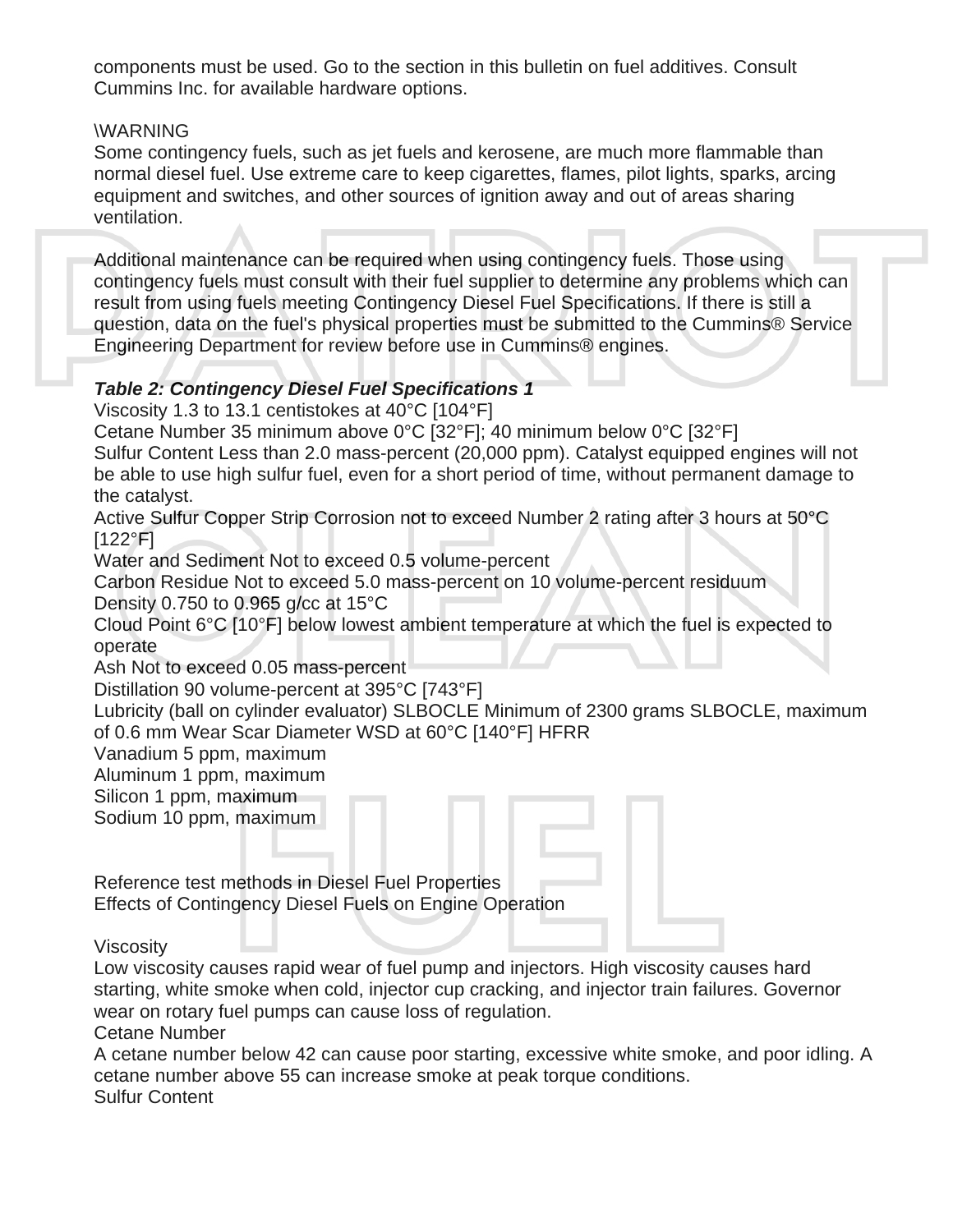components must be used. Go to the section in this bulletin on fuel additives. Consult Cummins Inc. for available hardware options.

\WARNING
Some contingency fuels, such as jet fuels and kerosene, are much more flammable than normal diesel fuel. Use extreme care to keep cigarettes, flames, pilot lights, sparks, arcing equipment and switches, and other sources of ignition away and out of areas sharing ventilation.

Additional maintenance can be required when using contingency fuels. Those using contingency fuels must consult with their fuel supplier to determine any problems which can result from using fuels meeting Contingency Diesel Fuel Specifications. If there is still a question, data on the fuel's physical properties must be submitted to the Cummins® Service Engineering Department for review before use in Cummins® engines.

***Table 2: Contingency Diesel Fuel Specifications 1***

Viscosity 1.3 to 13.1 centistokes at 40°C [104°F]
Cetane Number 35 minimum above 0°C [32°F]; 40 minimum below 0°C [32°F]
Sulfur Content Less than 2.0 mass-percent (20,000 ppm). Catalyst equipped engines will not be able to use high sulfur fuel, even for a short period of time, without permanent damage to the catalyst.
Active Sulfur Copper Strip Corrosion not to exceed Number 2 rating after 3 hours at 50°C [122°F]
Water and Sediment Not to exceed 0.5 volume-percent
Carbon Residue Not to exceed 5.0 mass-percent on 10 volume-percent residuum
Density 0.750 to 0.965 g/cc at 15°C
Cloud Point 6°C [10°F] below lowest ambient temperature at which the fuel is expected to operate
Ash Not to exceed 0.05 mass-percent
Distillation 90 volume-percent at 395°C [743°F]
Lubricity (ball on cylinder evaluator) SLBOCLE Minimum of 2300 grams SLBOCLE, maximum of 0.6 mm Wear Scar Diameter WSD at 60°C [140°F] HFRR
Vanadium 5 ppm, maximum
Aluminum 1 ppm, maximum
Silicon 1 ppm, maximum
Sodium 10 ppm, maximum

Reference test methods in Diesel Fuel Properties
Effects of Contingency Diesel Fuels on Engine Operation

Viscosity
Low viscosity causes rapid wear of fuel pump and injectors. High viscosity causes hard starting, white smoke when cold, injector cup cracking, and injector train failures. Governor wear on rotary fuel pumps can cause loss of regulation.
Cetane Number
A cetane number below 42 can cause poor starting, excessive white smoke, and poor idling. A cetane number above 55 can increase smoke at peak torque conditions.
Sulfur Content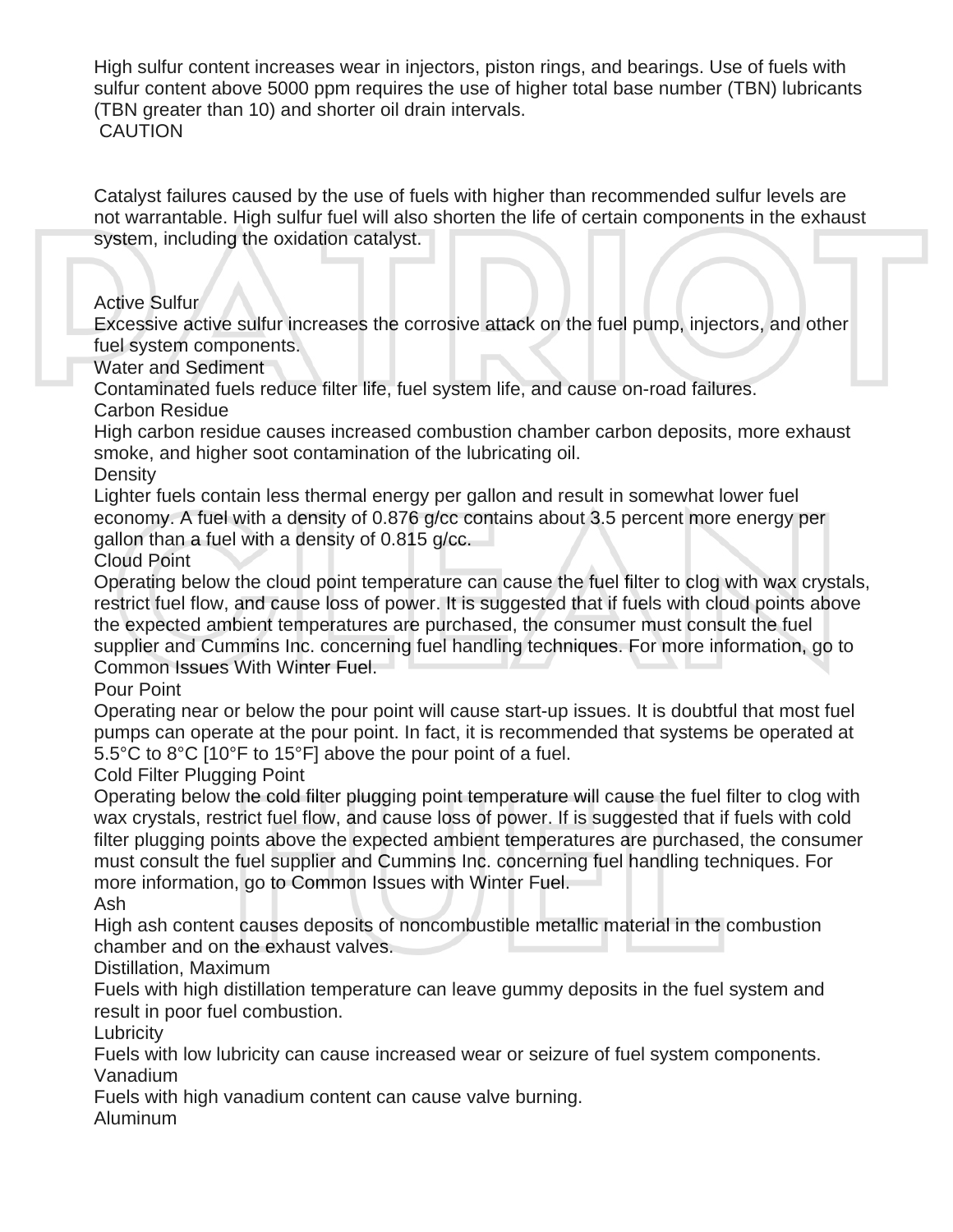High sulfur content increases wear in injectors, piston rings, and bearings. Use of fuels with sulfur content above 5000 ppm requires the use of higher total base number (TBN) lubricants (TBN greater than 10) and shorter oil drain intervals.

**CAUTION**

Catalyst failures caused by the use of fuels with higher than recommended sulfur levels are not warrantable. High sulfur fuel will also shorten the life of certain components in the exhaust system, including the oxidation catalyst.

### Active Sulfur

Excessive active sulfur increases the corrosive attack on the fuel pump, injectors, and other fuel system components.

### Water and Sediment

Contaminated fuels reduce filter life, fuel system life, and cause on-road failures.

### Carbon Residue

High carbon residue causes increased combustion chamber carbon deposits, more exhaust smoke, and higher soot contamination of the lubricating oil.

### Density

Lighter fuels contain less thermal energy per gallon and result in somewhat lower fuel economy. A fuel with a density of 0.876 g/cc contains about 3.5 percent more energy per gallon than a fuel with a density of 0.815 g/cc.

### Cloud Point

Operating below the cloud point temperature can cause the fuel filter to clog with wax crystals, restrict fuel flow, and cause loss of power. It is suggested that if fuels with cloud points above the expected ambient temperatures are purchased, the consumer must consult the fuel supplier and Cummins Inc. concerning fuel handling techniques. For more information, go to Common Issues With Winter Fuel.

### Pour Point

Operating near or below the pour point will cause start-up issues. It is doubtful that most fuel pumps can operate at the pour point. In fact, it is recommended that systems be operated at 5.5°C to 8°C [10°F to 15°F] above the pour point of a fuel.

### Cold Filter Plugging Point

Operating below the cold filter plugging point temperature will cause the fuel filter to clog with wax crystals, restrict fuel flow, and cause loss of power. If is suggested that if fuels with cold filter plugging points above the expected ambient temperatures are purchased, the consumer must consult the fuel supplier and Cummins Inc. concerning fuel handling techniques. For more information, go to Common Issues with Winter Fuel.

### Ash

High ash content causes deposits of noncombustible metallic material in the combustion chamber and on the exhaust valves.

### Distillation, Maximum

Fuels with high distillation temperature can leave gummy deposits in the fuel system and result in poor fuel combustion.

### Lubricity

Fuels with low lubricity can cause increased wear or seizure of fuel system components.

### Vanadium

Fuels with high vanadium content can cause valve burning.

### Aluminum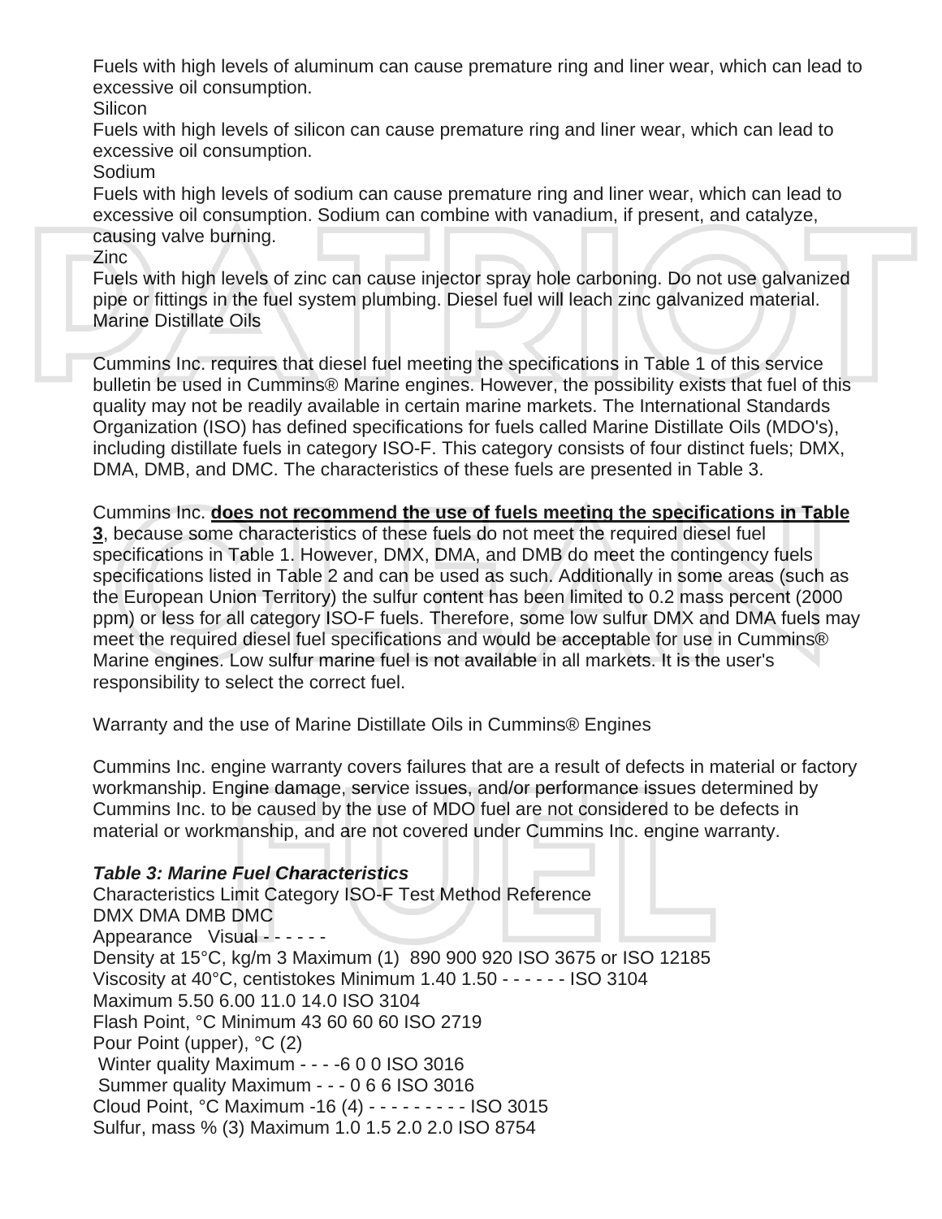Fuels with high levels of aluminum can cause premature ring and liner wear, which can lead to excessive oil consumption.

Silicon

Fuels with high levels of silicon can cause premature ring and liner wear, which can lead to excessive oil consumption.

Sodium

Fuels with high levels of sodium can cause premature ring and liner wear, which can lead to excessive oil consumption. Sodium can combine with vanadium, if present, and catalyze, causing valve burning.

Zinc

Fuels with high levels of zinc can cause injector spray hole carboning. Do not use galvanized pipe or fittings in the fuel system plumbing. Diesel fuel will leach zinc galvanized material.

Marine Distillate Oils

Cummins Inc. requires that diesel fuel meeting the specifications in Table 1 of this service bulletin be used in Cummins® Marine engines. However, the possibility exists that fuel of this quality may not be readily available in certain marine markets. The International Standards Organization (ISO) has defined specifications for fuels called Marine Distillate Oils (MDO's), including distillate fuels in category ISO-F. This category consists of four distinct fuels; DMX, DMA, DMB, and DMC. The characteristics of these fuels are presented in Table 3.

Cummins Inc. **<u>does not recommend the use of fuels meeting the specifications in Table 3</u>**, because some characteristics of these fuels do not meet the required diesel fuel specifications in Table 1. However, DMX, DMA, and DMB do meet the contingency fuels specifications listed in Table 2 and can be used as such. Additionally in some areas (such as the European Union Territory) the sulfur content has been limited to 0.2 mass percent (2000 ppm) or less for all category ISO-F fuels. Therefore, some low sulfur DMX and DMA fuels may meet the required diesel fuel specifications and would be acceptable for use in Cummins® Marine engines. Low sulfur marine fuel is not available in all markets. It is the user's responsibility to select the correct fuel.

Warranty and the use of Marine Distillate Oils in Cummins® Engines

Cummins Inc. engine warranty covers failures that are a result of defects in material or factory workmanship. Engine damage, service issues, and/or performance issues determined by Cummins Inc. to be caused by the use of MDO fuel are not considered to be defects in material or workmanship, and are not covered under Cummins Inc. engine warranty.

***Table 3: Marine Fuel Characteristics***

Characteristics Limit Category ISO-F Test Method Reference
DMX DMA DMB DMC
Appearance Visual - - - - - -
Density at 15°C, kg/m 3 Maximum (1) 890 900 920 ISO 3675 or ISO 12185
Viscosity at 40°C, centistokes Minimum 1.40 1.50 - - - - - - ISO 3104
Maximum 5.50 6.00 11.0 14.0 ISO 3104
Flash Point, °C Minimum 43 60 60 60 ISO 2719
Pour Point (upper), °C (2)
Winter quality Maximum - - - -6 0 0 ISO 3016
Summer quality Maximum - - - 0 6 6 ISO 3016
Cloud Point, °C Maximum -16 (4) - - - - - - - - - ISO 3015
Sulfur, mass % (3) Maximum 1.0 1.5 2.0 2.0 ISO 8754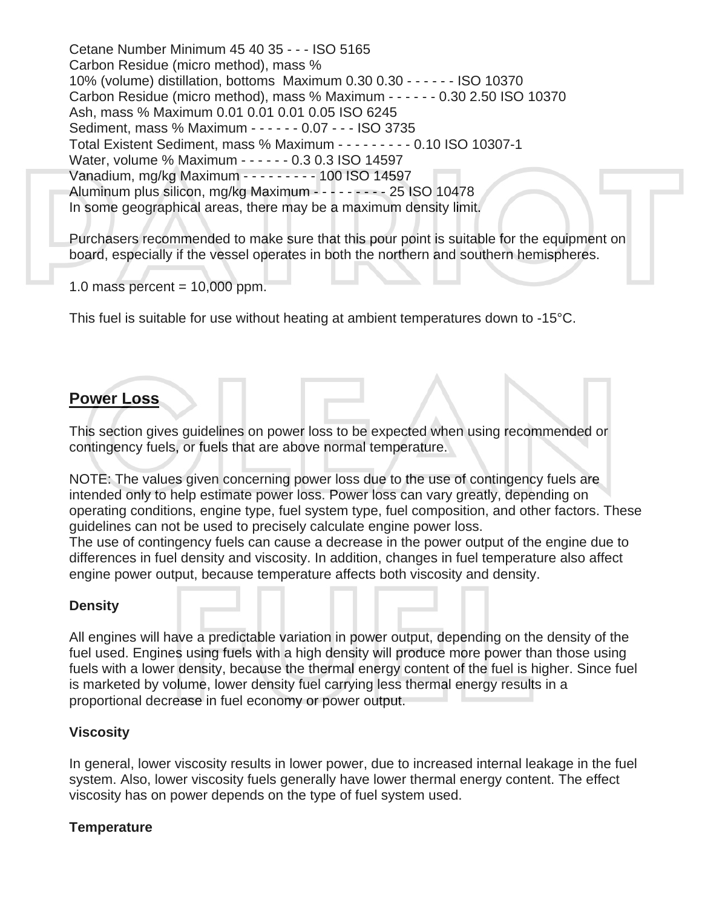Cetane Number Minimum 45 40 35 - - - ISO 5165
Carbon Residue (micro method), mass %
10% (volume) distillation, bottoms Maximum 0.30 0.30 - - - - - - ISO 10370
Carbon Residue (micro method), mass % Maximum - - - - - - 0.30 2.50 ISO 10370
Ash, mass % Maximum 0.01 0.01 0.01 0.05 ISO 6245
Sediment, mass % Maximum - - - - - - 0.07 - - - ISO 3735
Total Existent Sediment, mass % Maximum - - - - - - - - - 0.10 ISO 10307-1
Water, volume % Maximum - - - - - - 0.3 0.3 ISO 14597
Vanadium, mg/kg Maximum - - - - - - - - - 100 ISO 14597
Aluminum plus silicon, mg/kg Maximum - - - - - - - - - 25 ISO 10478
In some geographical areas, there may be a maximum density limit.

Purchasers recommended to make sure that this pour point is suitable for the equipment on board, especially if the vessel operates in both the northern and southern hemispheres.

1.0 mass percent = 10,000 ppm.

This fuel is suitable for use without heating at ambient temperatures down to -15°C.

## Power Loss

This section gives guidelines on power loss to be expected when using recommended or contingency fuels, or fuels that are above normal temperature.

NOTE: The values given concerning power loss due to the use of contingency fuels are intended only to help estimate power loss. Power loss can vary greatly, depending on operating conditions, engine type, fuel system type, fuel composition, and other factors. These guidelines can not be used to precisely calculate engine power loss.
The use of contingency fuels can cause a decrease in the power output of the engine due to differences in fuel density and viscosity. In addition, changes in fuel temperature also affect engine power output, because temperature affects both viscosity and density.

### Density

All engines will have a predictable variation in power output, depending on the density of the fuel used. Engines using fuels with a high density will produce more power than those using fuels with a lower density, because the thermal energy content of the fuel is higher. Since fuel is marketed by volume, lower density fuel carrying less thermal energy results in a proportional decrease in fuel economy or power output.

### Viscosity

In general, lower viscosity results in lower power, due to increased internal leakage in the fuel system. Also, lower viscosity fuels generally have lower thermal energy content. The effect viscosity has on power depends on the type of fuel system used.

### Temperature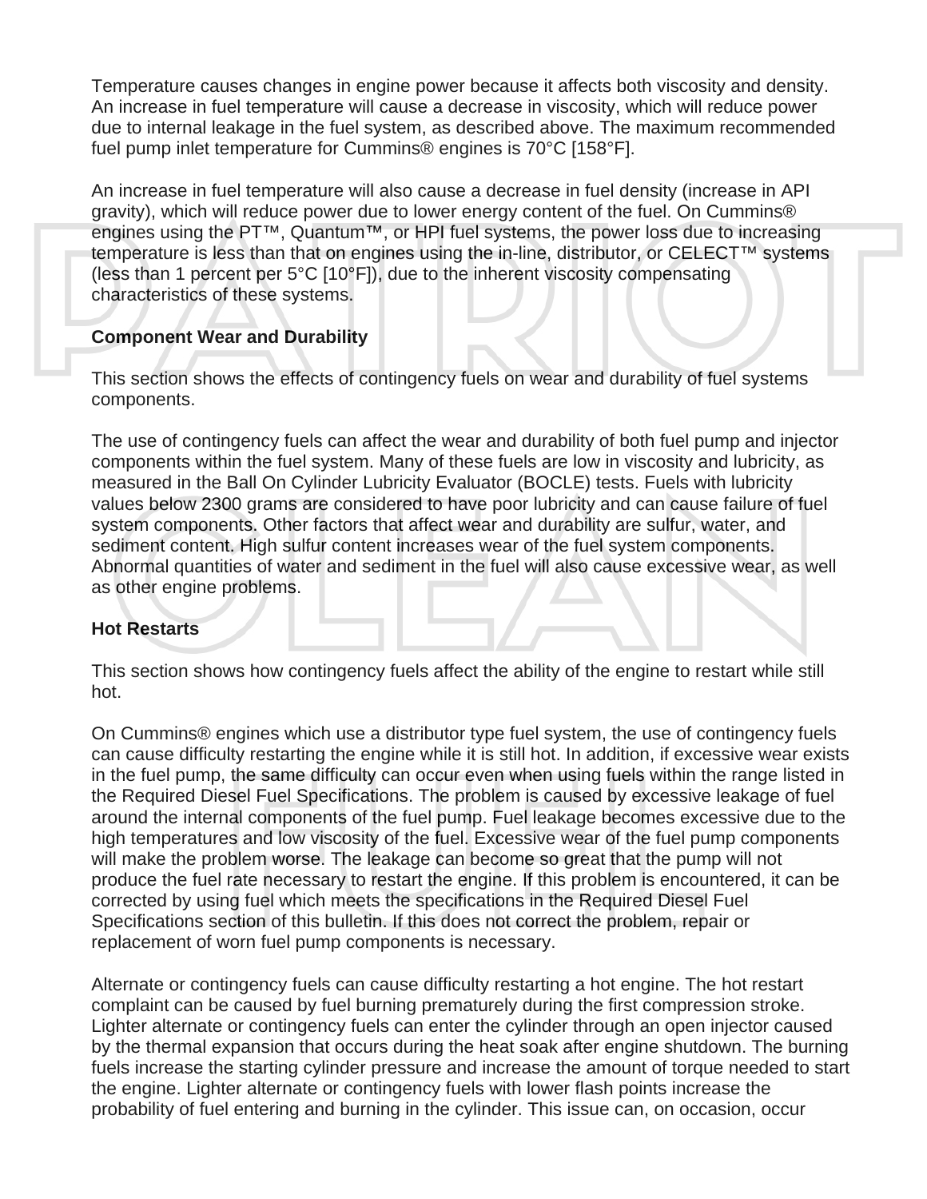Temperature causes changes in engine power because it affects both viscosity and density. An increase in fuel temperature will cause a decrease in viscosity, which will reduce power due to internal leakage in the fuel system, as described above. The maximum recommended fuel pump inlet temperature for Cummins® engines is 70°C [158°F].

An increase in fuel temperature will also cause a decrease in fuel density (increase in API gravity), which will reduce power due to lower energy content of the fuel. On Cummins® engines using the PT™, Quantum™, or HPI fuel systems, the power loss due to increasing temperature is less than that on engines using the in-line, distributor, or CELECT™ systems (less than 1 percent per 5°C [10°F]), due to the inherent viscosity compensating characteristics of these systems.

**Component Wear and Durability**

This section shows the effects of contingency fuels on wear and durability of fuel systems components.

The use of contingency fuels can affect the wear and durability of both fuel pump and injector components within the fuel system. Many of these fuels are low in viscosity and lubricity, as measured in the Ball On Cylinder Lubricity Evaluator (BOCLE) tests. Fuels with lubricity values below 2300 grams are considered to have poor lubricity and can cause failure of fuel system components. Other factors that affect wear and durability are sulfur, water, and sediment content. High sulfur content increases wear of the fuel system components. Abnormal quantities of water and sediment in the fuel will also cause excessive wear, as well as other engine problems.

**Hot Restarts**

This section shows how contingency fuels affect the ability of the engine to restart while still hot.

On Cummins® engines which use a distributor type fuel system, the use of contingency fuels can cause difficulty restarting the engine while it is still hot. In addition, if excessive wear exists in the fuel pump, the same difficulty can occur even when using fuels within the range listed in the Required Diesel Fuel Specifications. The problem is caused by excessive leakage of fuel around the internal components of the fuel pump. Fuel leakage becomes excessive due to the high temperatures and low viscosity of the fuel. Excessive wear of the fuel pump components will make the problem worse. The leakage can become so great that the pump will not produce the fuel rate necessary to restart the engine. If this problem is encountered, it can be corrected by using fuel which meets the specifications in the Required Diesel Fuel Specifications section of this bulletin. If this does not correct the problem, repair or replacement of worn fuel pump components is necessary.

Alternate or contingency fuels can cause difficulty restarting a hot engine. The hot restart complaint can be caused by fuel burning prematurely during the first compression stroke. Lighter alternate or contingency fuels can enter the cylinder through an open injector caused by the thermal expansion that occurs during the heat soak after engine shutdown. The burning fuels increase the starting cylinder pressure and increase the amount of torque needed to start the engine. Lighter alternate or contingency fuels with lower flash points increase the probability of fuel entering and burning in the cylinder. This issue can, on occasion, occur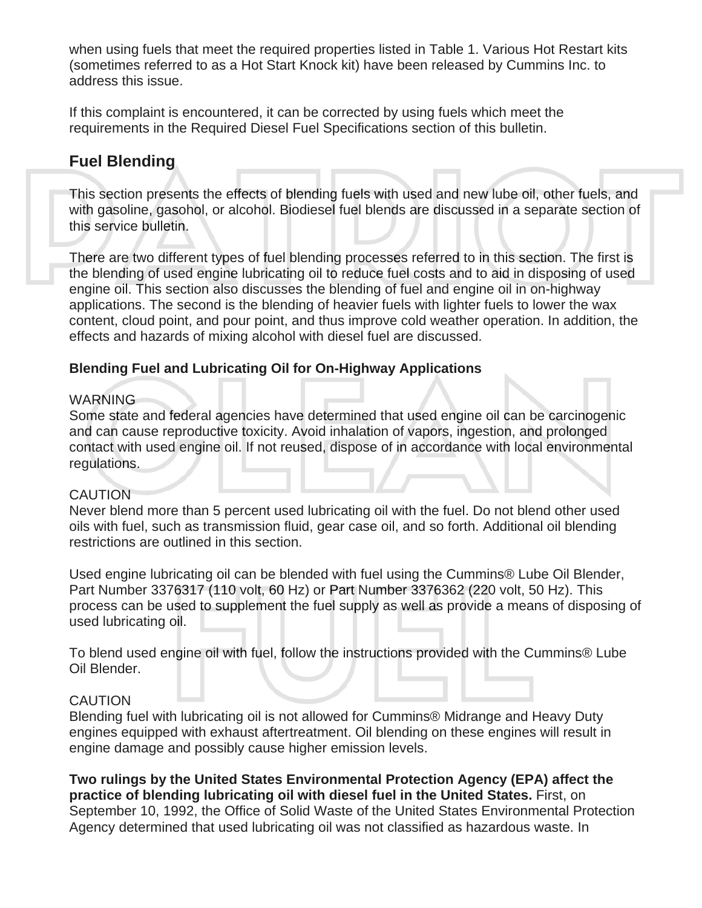when using fuels that meet the required properties listed in Table 1. Various Hot Restart kits (sometimes referred to as a Hot Start Knock kit) have been released by Cummins Inc. to address this issue.

If this complaint is encountered, it can be corrected by using fuels which meet the requirements in the Required Diesel Fuel Specifications section of this bulletin.

## Fuel Blending

This section presents the effects of blending fuels with used and new lube oil, other fuels, and with gasoline, gasohol, or alcohol. Biodiesel fuel blends are discussed in a separate section of this service bulletin.

There are two different types of fuel blending processes referred to in this section. The first is the blending of used engine lubricating oil to reduce fuel costs and to aid in disposing of used engine oil. This section also discusses the blending of fuel and engine oil in on-highway applications. The second is the blending of heavier fuels with lighter fuels to lower the wax content, cloud point, and pour point, and thus improve cold weather operation. In addition, the effects and hazards of mixing alcohol with diesel fuel are discussed.

### Blending Fuel and Lubricating Oil for On-Highway Applications

WARNING
Some state and federal agencies have determined that used engine oil can be carcinogenic and can cause reproductive toxicity. Avoid inhalation of vapors, ingestion, and prolonged contact with used engine oil. If not reused, dispose of in accordance with local environmental regulations.

CAUTION
Never blend more than 5 percent used lubricating oil with the fuel. Do not blend other used oils with fuel, such as transmission fluid, gear case oil, and so forth. Additional oil blending restrictions are outlined in this section.

Used engine lubricating oil can be blended with fuel using the Cummins® Lube Oil Blender, Part Number 3376317 (110 volt, 60 Hz) or Part Number 3376362 (220 volt, 50 Hz). This process can be used to supplement the fuel supply as well as provide a means of disposing of used lubricating oil.

To blend used engine oil with fuel, follow the instructions provided with the Cummins® Lube Oil Blender.

CAUTION
Blending fuel with lubricating oil is not allowed for Cummins® Midrange and Heavy Duty engines equipped with exhaust aftertreatment. Oil blending on these engines will result in engine damage and possibly cause higher emission levels.

**Two rulings by the United States Environmental Protection Agency (EPA) affect the practice of blending lubricating oil with diesel fuel in the United States.** First, on September 10, 1992, the Office of Solid Waste of the United States Environmental Protection Agency determined that used lubricating oil was not classified as hazardous waste. In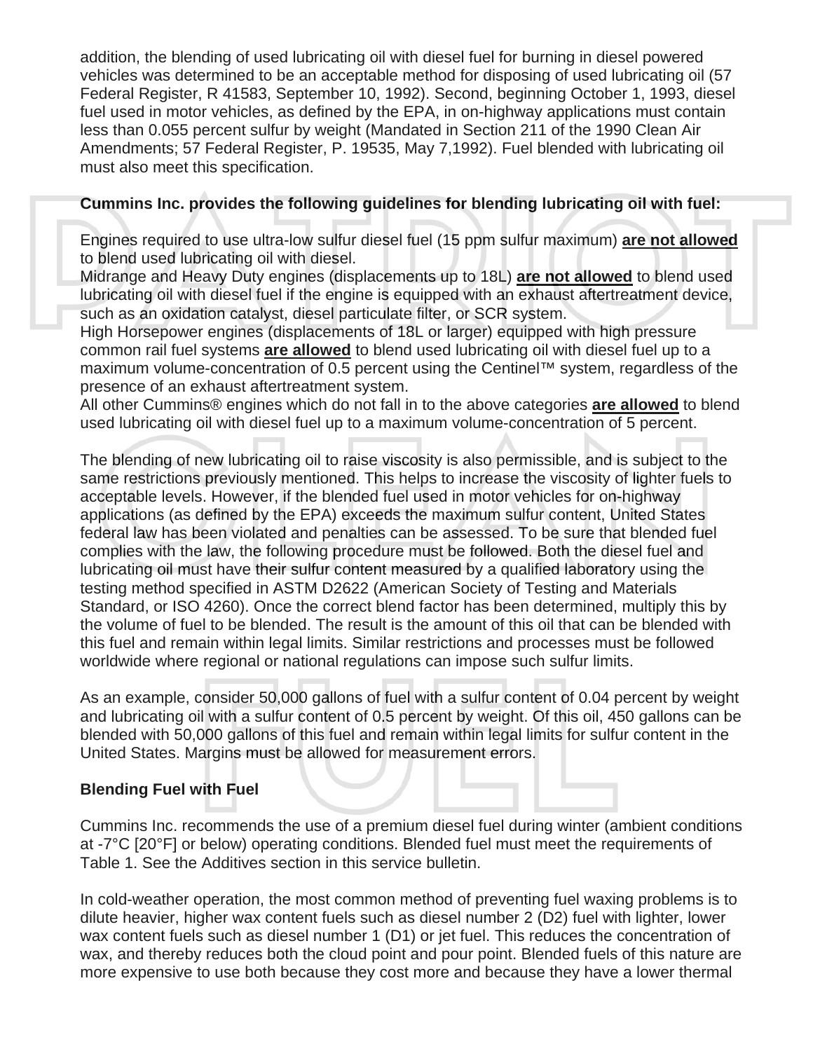addition, the blending of used lubricating oil with diesel fuel for burning in diesel powered vehicles was determined to be an acceptable method for disposing of used lubricating oil (57 Federal Register, R 41583, September 10, 1992). Second, beginning October 1, 1993, diesel fuel used in motor vehicles, as defined by the EPA, in on-highway applications must contain less than 0.055 percent sulfur by weight (Mandated in Section 211 of the 1990 Clean Air Amendments; 57 Federal Register, P. 19535, May 7,1992). Fuel blended with lubricating oil must also meet this specification.

**Cummins Inc. provides the following guidelines for blending lubricating oil with fuel:**

Engines required to use ultra-low sulfur diesel fuel (15 ppm sulfur maximum) **<u>are not allowed</u>** to blend used lubricating oil with diesel.

Midrange and Heavy Duty engines (displacements up to 18L) **<u>are not allowed</u>** to blend used lubricating oil with diesel fuel if the engine is equipped with an exhaust aftertreatment device, such as an oxidation catalyst, diesel particulate filter, or SCR system.

High Horsepower engines (displacements of 18L or larger) equipped with high pressure common rail fuel systems **<u>are allowed</u>** to blend used lubricating oil with diesel fuel up to a maximum volume-concentration of 0.5 percent using the Centinel™ system, regardless of the presence of an exhaust aftertreatment system.

All other Cummins® engines which do not fall in to the above categories **<u>are allowed</u>** to blend used lubricating oil with diesel fuel up to a maximum volume-concentration of 5 percent.

The blending of new lubricating oil to raise viscosity is also permissible, and is subject to the same restrictions previously mentioned. This helps to increase the viscosity of lighter fuels to acceptable levels. However, if the blended fuel used in motor vehicles for on-highway applications (as defined by the EPA) exceeds the maximum sulfur content, United States federal law has been violated and penalties can be assessed. To be sure that blended fuel complies with the law, the following procedure must be followed. Both the diesel fuel and lubricating oil must have their sulfur content measured by a qualified laboratory using the testing method specified in ASTM D2622 (American Society of Testing and Materials Standard, or ISO 4260). Once the correct blend factor has been determined, multiply this by the volume of fuel to be blended. The result is the amount of this oil that can be blended with this fuel and remain within legal limits. Similar restrictions and processes must be followed worldwide where regional or national regulations can impose such sulfur limits.

As an example, consider 50,000 gallons of fuel with a sulfur content of 0.04 percent by weight and lubricating oil with a sulfur content of 0.5 percent by weight. Of this oil, 450 gallons can be blended with 50,000 gallons of this fuel and remain within legal limits for sulfur content in the United States. Margins must be allowed for measurement errors.

**Blending Fuel with Fuel**

Cummins Inc. recommends the use of a premium diesel fuel during winter (ambient conditions at -7°C [20°F] or below) operating conditions. Blended fuel must meet the requirements of Table 1. See the Additives section in this service bulletin.

In cold-weather operation, the most common method of preventing fuel waxing problems is to dilute heavier, higher wax content fuels such as diesel number 2 (D2) fuel with lighter, lower wax content fuels such as diesel number 1 (D1) or jet fuel. This reduces the concentration of wax, and thereby reduces both the cloud point and pour point. Blended fuels of this nature are more expensive to use both because they cost more and because they have a lower thermal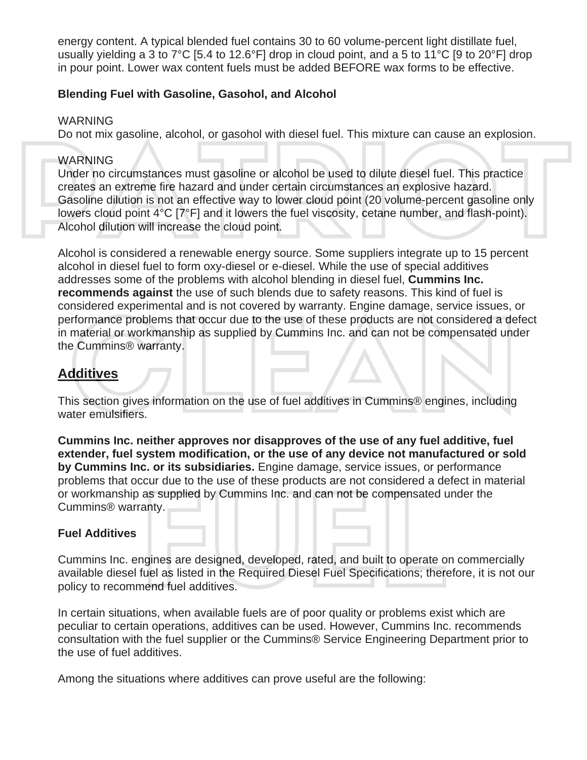energy content. A typical blended fuel contains 30 to 60 volume-percent light distillate fuel, usually yielding a 3 to 7°C [5.4 to 12.6°F] drop in cloud point, and a 5 to 11°C [9 to 20°F] drop in pour point. Lower wax content fuels must be added BEFORE wax forms to be effective.

### Blending Fuel with Gasoline, Gasohol, and Alcohol

WARNING
Do not mix gasoline, alcohol, or gasohol with diesel fuel. This mixture can cause an explosion.

WARNING
Under no circumstances must gasoline or alcohol be used to dilute diesel fuel. This practice creates an extreme fire hazard and under certain circumstances an explosive hazard. Gasoline dilution is not an effective way to lower cloud point (20 volume-percent gasoline only lowers cloud point 4°C [7°F] and it lowers the fuel viscosity, cetane number, and flash-point). Alcohol dilution will increase the cloud point.

Alcohol is considered a renewable energy source. Some suppliers integrate up to 15 percent alcohol in diesel fuel to form oxy-diesel or e-diesel. While the use of special additives addresses some of the problems with alcohol blending in diesel fuel, **Cummins Inc. recommends against** the use of such blends due to safety reasons. This kind of fuel is considered experimental and is not covered by warranty. Engine damage, service issues, or performance problems that occur due to the use of these products are not considered a defect in material or workmanship as supplied by Cummins Inc. and can not be compensated under the Cummins® warranty.

## Additives

This section gives information on the use of fuel additives in Cummins® engines, including water emulsifiers.

**Cummins Inc. neither approves nor disapproves of the use of any fuel additive, fuel extender, fuel system modification, or the use of any device not manufactured or sold by Cummins Inc. or its subsidiaries.** Engine damage, service issues, or performance problems that occur due to the use of these products are not considered a defect in material or workmanship as supplied by Cummins Inc. and can not be compensated under the Cummins® warranty.

### Fuel Additives

Cummins Inc. engines are designed, developed, rated, and built to operate on commercially available diesel fuel as listed in the Required Diesel Fuel Specifications; therefore, it is not our policy to recommend fuel additives.

In certain situations, when available fuels are of poor quality or problems exist which are peculiar to certain operations, additives can be used. However, Cummins Inc. recommends consultation with the fuel supplier or the Cummins® Service Engineering Department prior to the use of fuel additives.

Among the situations where additives can prove useful are the following: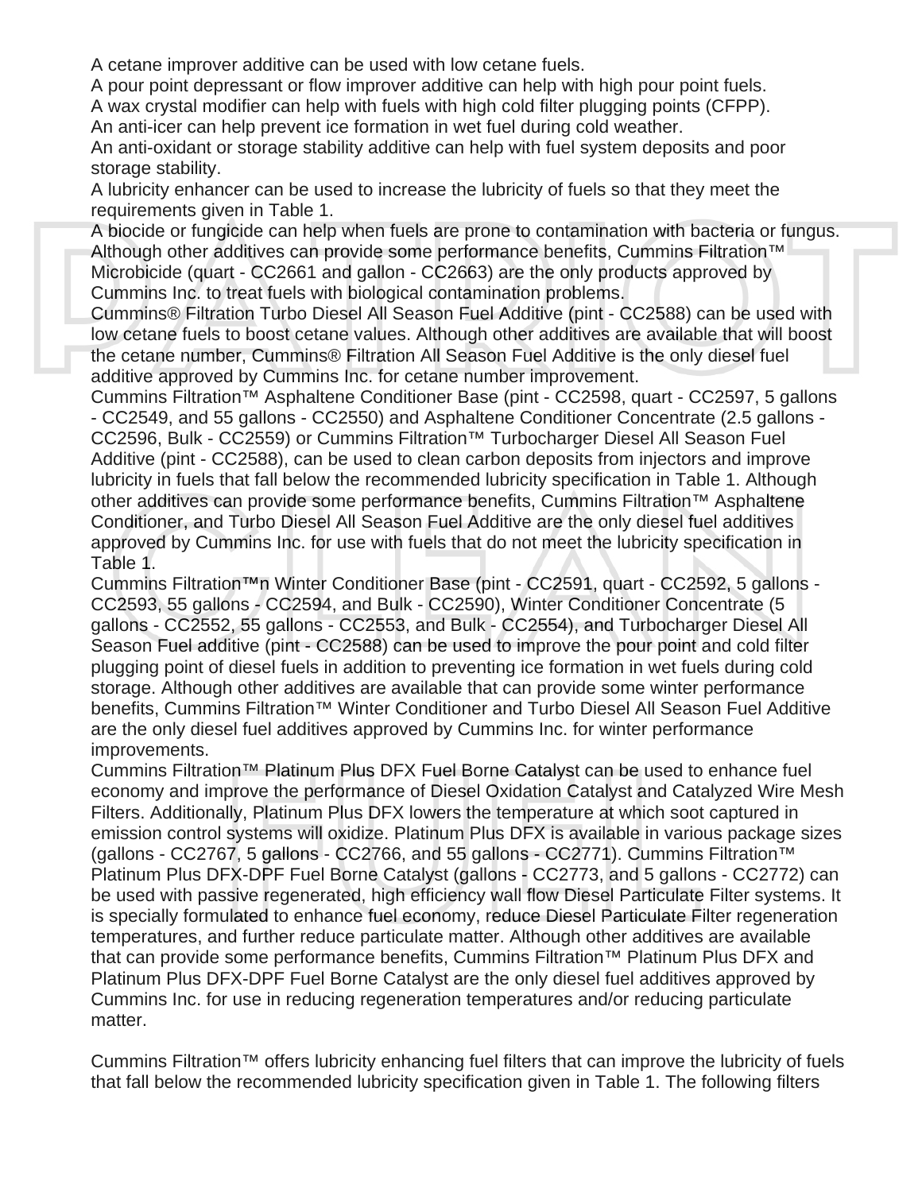A cetane improver additive can be used with low cetane fuels.

A pour point depressant or flow improver additive can help with high pour point fuels.

A wax crystal modifier can help with fuels with high cold filter plugging points (CFPP).

An anti-icer can help prevent ice formation in wet fuel during cold weather.

An anti-oxidant or storage stability additive can help with fuel system deposits and poor storage stability.

A lubricity enhancer can be used to increase the lubricity of fuels so that they meet the requirements given in Table 1.

A biocide or fungicide can help when fuels are prone to contamination with bacteria or fungus. Although other additives can provide some performance benefits, Cummins Filtration™ Microbicide (quart - CC2661 and gallon - CC2663) are the only products approved by Cummins Inc. to treat fuels with biological contamination problems.

Cummins® Filtration Turbo Diesel All Season Fuel Additive (pint - CC2588) can be used with low cetane fuels to boost cetane values. Although other additives are available that will boost the cetane number, Cummins® Filtration All Season Fuel Additive is the only diesel fuel additive approved by Cummins Inc. for cetane number improvement.

Cummins Filtration™ Asphaltene Conditioner Base (pint - CC2598, quart - CC2597, 5 gallons - CC2549, and 55 gallons - CC2550) and Asphaltene Conditioner Concentrate (2.5 gallons - CC2596, Bulk - CC2559) or Cummins Filtration™ Turbocharger Diesel All Season Fuel Additive (pint - CC2588), can be used to clean carbon deposits from injectors and improve lubricity in fuels that fall below the recommended lubricity specification in Table 1. Although other additives can provide some performance benefits, Cummins Filtration™ Asphaltene Conditioner, and Turbo Diesel All Season Fuel Additive are the only diesel fuel additives approved by Cummins Inc. for use with fuels that do not meet the lubricity specification in Table 1.

Cummins Filtration™n Winter Conditioner Base (pint - CC2591, quart - CC2592, 5 gallons - CC2593, 55 gallons - CC2594, and Bulk - CC2590), Winter Conditioner Concentrate (5 gallons - CC2552, 55 gallons - CC2553, and Bulk - CC2554), and Turbocharger Diesel All Season Fuel additive (pint - CC2588) can be used to improve the pour point and cold filter plugging point of diesel fuels in addition to preventing ice formation in wet fuels during cold storage. Although other additives are available that can provide some winter performance benefits, Cummins Filtration™ Winter Conditioner and Turbo Diesel All Season Fuel Additive are the only diesel fuel additives approved by Cummins Inc. for winter performance improvements.

Cummins Filtration™ Platinum Plus DFX Fuel Borne Catalyst can be used to enhance fuel economy and improve the performance of Diesel Oxidation Catalyst and Catalyzed Wire Mesh Filters. Additionally, Platinum Plus DFX lowers the temperature at which soot captured in emission control systems will oxidize. Platinum Plus DFX is available in various package sizes (gallons - CC2767, 5 gallons - CC2766, and 55 gallons - CC2771). Cummins Filtration™ Platinum Plus DFX-DPF Fuel Borne Catalyst (gallons - CC2773, and 5 gallons - CC2772) can be used with passive regenerated, high efficiency wall flow Diesel Particulate Filter systems. It is specially formulated to enhance fuel economy, reduce Diesel Particulate Filter regeneration temperatures, and further reduce particulate matter. Although other additives are available that can provide some performance benefits, Cummins Filtration™ Platinum Plus DFX and Platinum Plus DFX-DPF Fuel Borne Catalyst are the only diesel fuel additives approved by Cummins Inc. for use in reducing regeneration temperatures and/or reducing particulate matter.

Cummins Filtration™ offers lubricity enhancing fuel filters that can improve the lubricity of fuels that fall below the recommended lubricity specification given in Table 1. The following filters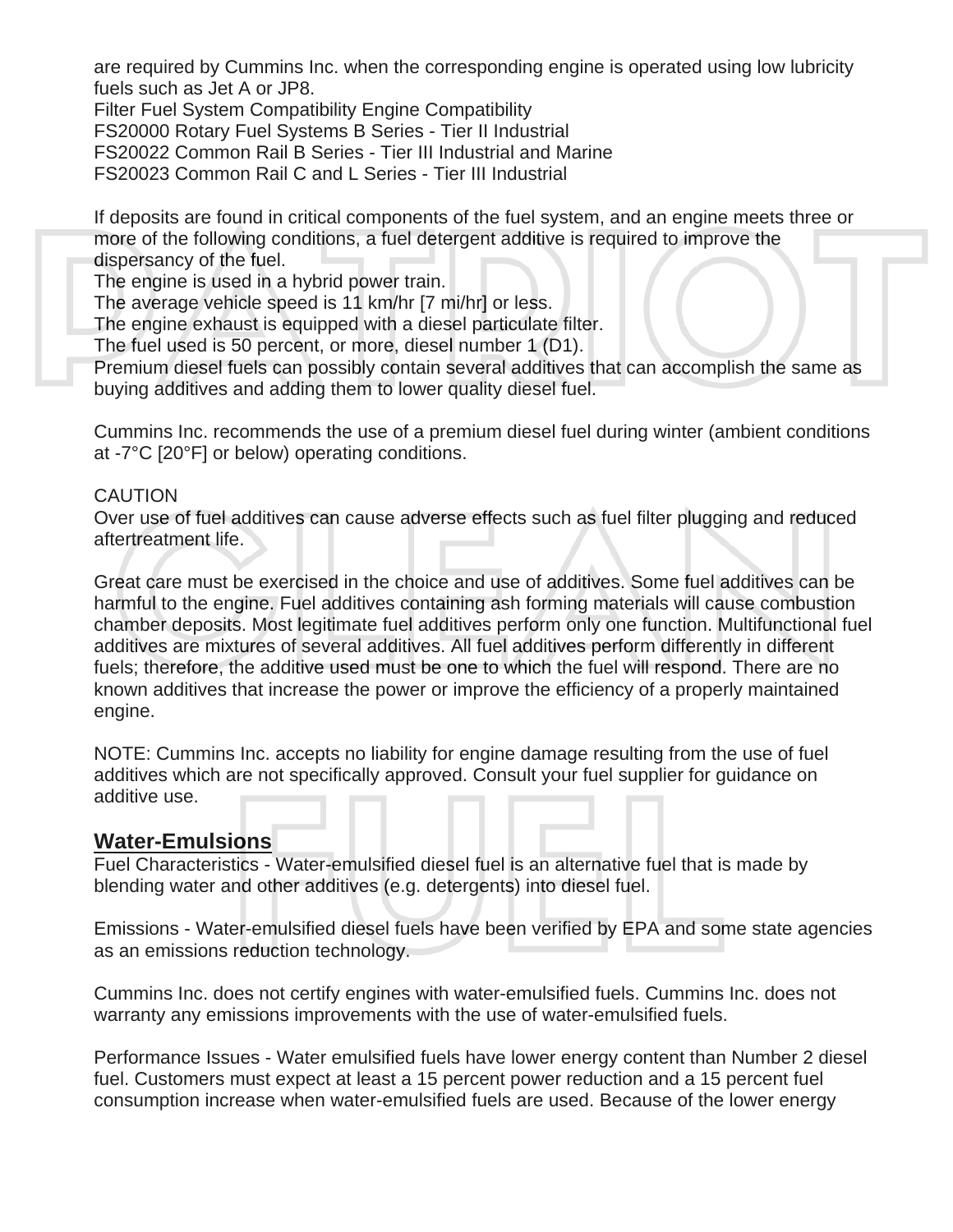are required by Cummins Inc. when the corresponding engine is operated using low lubricity fuels such as Jet A or JP8.

| Filter | Fuel System Compatibility | Engine Compatibility |
| --- | --- | --- |
| FS20000 | Rotary Fuel Systems | B Series - Tier II Industrial |
| FS20022 | Common Rail | B Series - Tier III Industrial and Marine |
| FS20023 | Common Rail | C and L Series - Tier III Industrial |

If deposits are found in critical components of the fuel system, and an engine meets three or more of the following conditions, a fuel detergent additive is required to improve the dispersancy of the fuel.

- The engine is used in a hybrid power train.
- The average vehicle speed is 11 km/hr [7 mi/hr] or less.
- The engine exhaust is equipped with a diesel particulate filter.
- The fuel used is 50 percent, or more, diesel number 1 (D1).

Premium diesel fuels can possibly contain several additives that can accomplish the same as buying additives and adding them to lower quality diesel fuel.

Cummins Inc. recommends the use of a premium diesel fuel during winter (ambient conditions at -7°C [20°F] or below) operating conditions.

CAUTION
Over use of fuel additives can cause adverse effects such as fuel filter plugging and reduced aftertreatment life.

Great care must be exercised in the choice and use of additives. Some fuel additives can be harmful to the engine. Fuel additives containing ash forming materials will cause combustion chamber deposits. Most legitimate fuel additives perform only one function. Multifunctional fuel additives are mixtures of several additives. All fuel additives perform differently in different fuels; therefore, the additive used must be one to which the fuel will respond. There are no known additives that increase the power or improve the efficiency of a properly maintained engine.

NOTE: Cummins Inc. accepts no liability for engine damage resulting from the use of fuel additives which are not specifically approved. Consult your fuel supplier for guidance on additive use.

## Water-Emulsions

Fuel Characteristics - Water-emulsified diesel fuel is an alternative fuel that is made by blending water and other additives (e.g. detergents) into diesel fuel.

Emissions - Water-emulsified diesel fuels have been verified by EPA and some state agencies as an emissions reduction technology.

Cummins Inc. does not certify engines with water-emulsified fuels. Cummins Inc. does not warranty any emissions improvements with the use of water-emulsified fuels.

Performance Issues - Water emulsified fuels have lower energy content than Number 2 diesel fuel. Customers must expect at least a 15 percent power reduction and a 15 percent fuel consumption increase when water-emulsified fuels are used. Because of the lower energy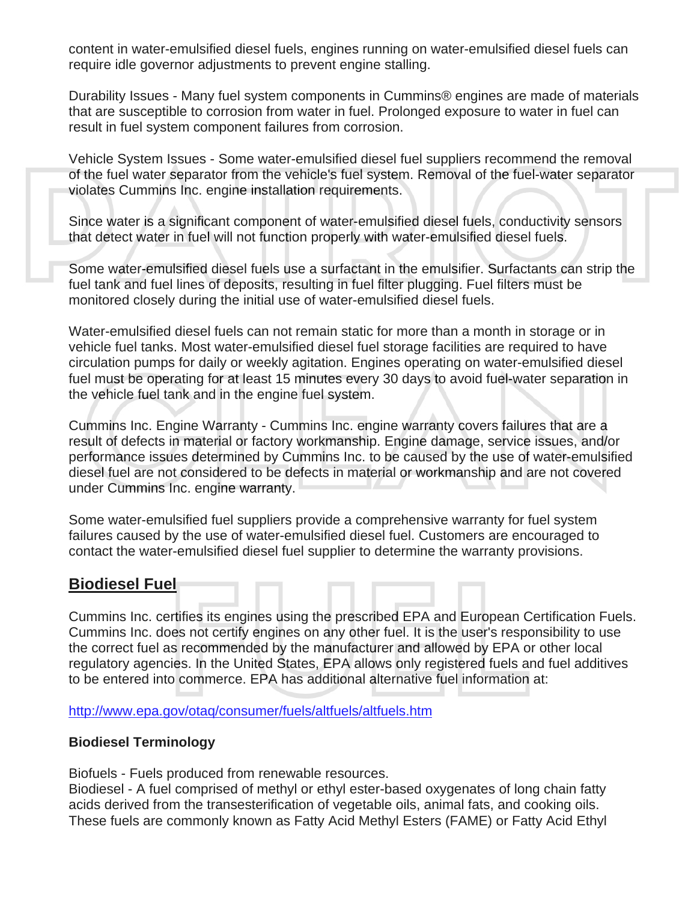content in water-emulsified diesel fuels, engines running on water-emulsified diesel fuels can require idle governor adjustments to prevent engine stalling.

Durability Issues - Many fuel system components in Cummins® engines are made of materials that are susceptible to corrosion from water in fuel. Prolonged exposure to water in fuel can result in fuel system component failures from corrosion.

Vehicle System Issues - Some water-emulsified diesel fuel suppliers recommend the removal of the fuel water separator from the vehicle's fuel system. Removal of the fuel-water separator violates Cummins Inc. engine installation requirements.

Since water is a significant component of water-emulsified diesel fuels, conductivity sensors that detect water in fuel will not function properly with water-emulsified diesel fuels.

Some water-emulsified diesel fuels use a surfactant in the emulsifier. Surfactants can strip the fuel tank and fuel lines of deposits, resulting in fuel filter plugging. Fuel filters must be monitored closely during the initial use of water-emulsified diesel fuels.

Water-emulsified diesel fuels can not remain static for more than a month in storage or in vehicle fuel tanks. Most water-emulsified diesel fuel storage facilities are required to have circulation pumps for daily or weekly agitation. Engines operating on water-emulsified diesel fuel must be operating for at least 15 minutes every 30 days to avoid fuel-water separation in the vehicle fuel tank and in the engine fuel system.

Cummins Inc. Engine Warranty - Cummins Inc. engine warranty covers failures that are a result of defects in material or factory workmanship. Engine damage, service issues, and/or performance issues determined by Cummins Inc. to be caused by the use of water-emulsified diesel fuel are not considered to be defects in material or workmanship and are not covered under Cummins Inc. engine warranty.

Some water-emulsified fuel suppliers provide a comprehensive warranty for fuel system failures caused by the use of water-emulsified diesel fuel. Customers are encouraged to contact the water-emulsified diesel fuel supplier to determine the warranty provisions.

## Biodiesel Fuel

Cummins Inc. certifies its engines using the prescribed EPA and European Certification Fuels. Cummins Inc. does not certify engines on any other fuel. It is the user's responsibility to use the correct fuel as recommended by the manufacturer and allowed by EPA or other local regulatory agencies. In the United States, EPA allows only registered fuels and fuel additives to be entered into commerce. EPA has additional alternative fuel information at:

http://www.epa.gov/otaq/consumer/fuels/altfuels/altfuels.htm

### Biodiesel Terminology

Biofuels - Fuels produced from renewable resources.
Biodiesel - A fuel comprised of methyl or ethyl ester-based oxygenates of long chain fatty acids derived from the transesterification of vegetable oils, animal fats, and cooking oils. These fuels are commonly known as Fatty Acid Methyl Esters (FAME) or Fatty Acid Ethyl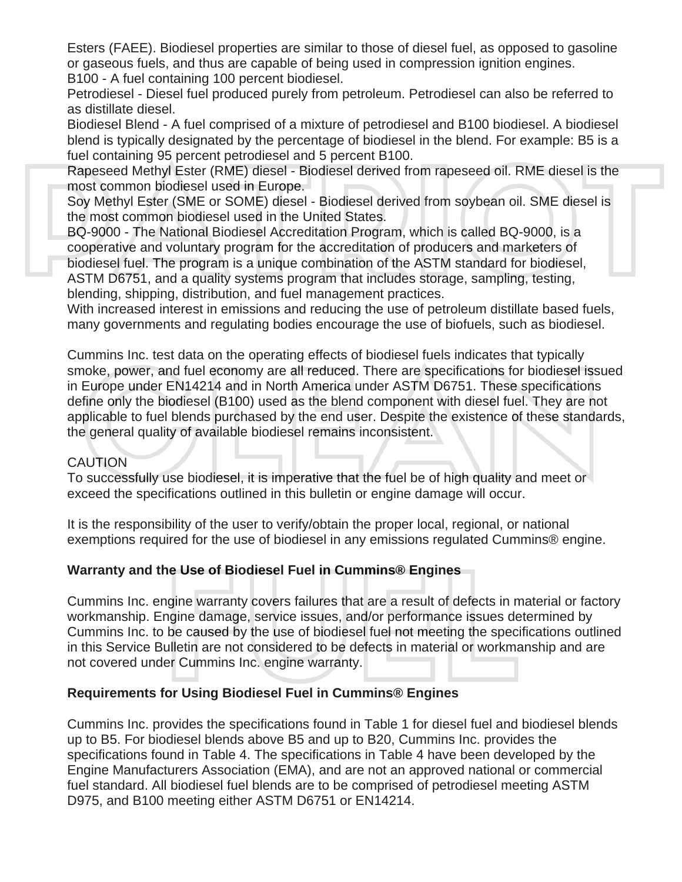Esters (FAEE). Biodiesel properties are similar to those of diesel fuel, as opposed to gasoline or gaseous fuels, and thus are capable of being used in compression ignition engines.

B100 - A fuel containing 100 percent biodiesel.

Petrodiesel - Diesel fuel produced purely from petroleum. Petrodiesel can also be referred to as distillate diesel.

Biodiesel Blend - A fuel comprised of a mixture of petrodiesel and B100 biodiesel. A biodiesel blend is typically designated by the percentage of biodiesel in the blend. For example: B5 is a fuel containing 95 percent petrodiesel and 5 percent B100.

Rapeseed Methyl Ester (RME) diesel - Biodiesel derived from rapeseed oil. RME diesel is the most common biodiesel used in Europe.

Soy Methyl Ester (SME or SOME) diesel - Biodiesel derived from soybean oil. SME diesel is the most common biodiesel used in the United States.

BQ-9000 - The National Biodiesel Accreditation Program, which is called BQ-9000, is a cooperative and voluntary program for the accreditation of producers and marketers of biodiesel fuel. The program is a unique combination of the ASTM standard for biodiesel, ASTM D6751, and a quality systems program that includes storage, sampling, testing, blending, shipping, distribution, and fuel management practices.

With increased interest in emissions and reducing the use of petroleum distillate based fuels, many governments and regulating bodies encourage the use of biofuels, such as biodiesel.

Cummins Inc. test data on the operating effects of biodiesel fuels indicates that typically smoke, power, and fuel economy are all reduced. There are specifications for biodiesel issued in Europe under EN14214 and in North America under ASTM D6751. These specifications define only the biodiesel (B100) used as the blend component with diesel fuel. They are not applicable to fuel blends purchased by the end user. Despite the existence of these standards, the general quality of available biodiesel remains inconsistent.

CAUTION

To successfully use biodiesel, it is imperative that the fuel be of high quality and meet or exceed the specifications outlined in this bulletin or engine damage will occur.

It is the responsibility of the user to verify/obtain the proper local, regional, or national exemptions required for the use of biodiesel in any emissions regulated Cummins® engine.

**Warranty and the Use of Biodiesel Fuel in Cummins® Engines**

Cummins Inc. engine warranty covers failures that are a result of defects in material or factory workmanship. Engine damage, service issues, and/or performance issues determined by Cummins Inc. to be caused by the use of biodiesel fuel not meeting the specifications outlined in this Service Bulletin are not considered to be defects in material or workmanship and are not covered under Cummins Inc. engine warranty.

**Requirements for Using Biodiesel Fuel in Cummins® Engines**

Cummins Inc. provides the specifications found in Table 1 for diesel fuel and biodiesel blends up to B5. For biodiesel blends above B5 and up to B20, Cummins Inc. provides the specifications found in Table 4. The specifications in Table 4 have been developed by the Engine Manufacturers Association (EMA), and are not an approved national or commercial fuel standard. All biodiesel fuel blends are to be comprised of petrodiesel meeting ASTM D975, and B100 meeting either ASTM D6751 or EN14214.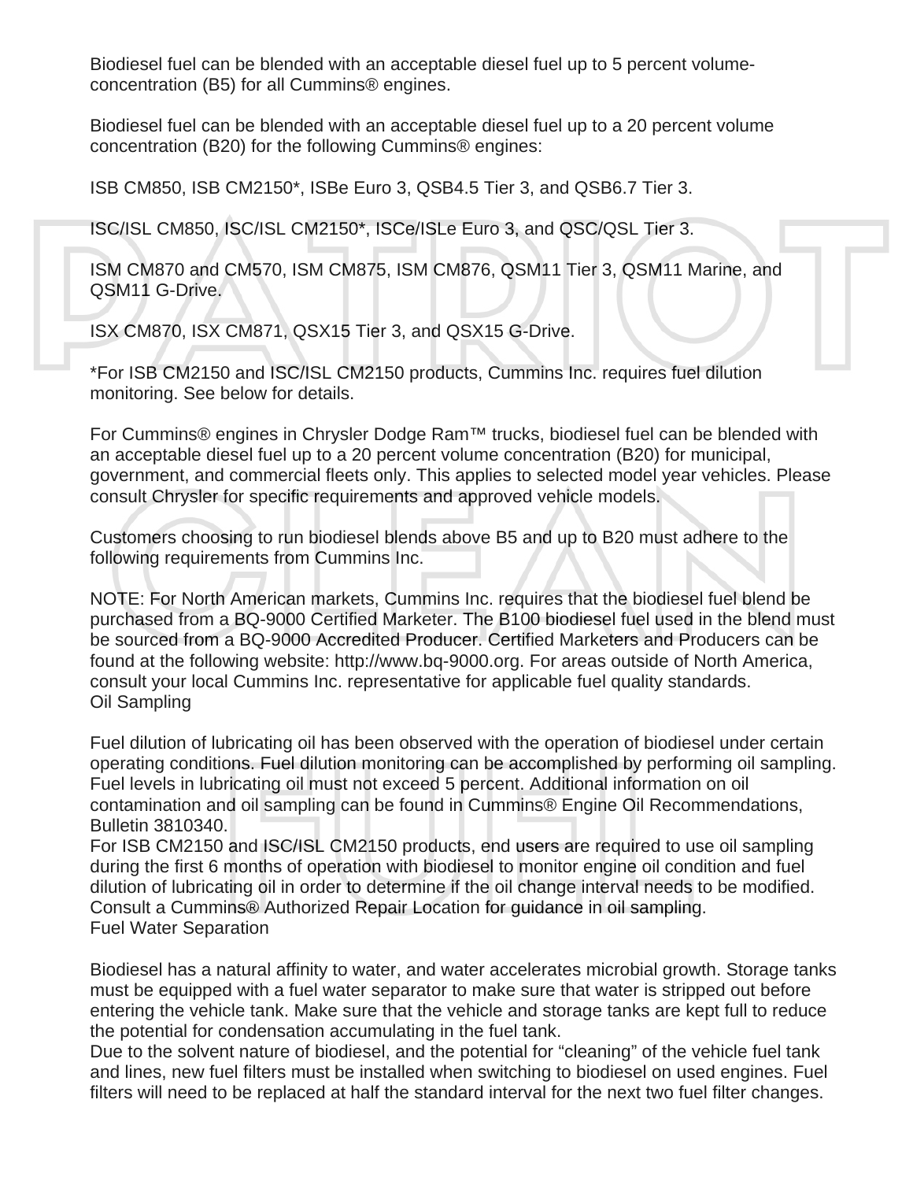Biodiesel fuel can be blended with an acceptable diesel fuel up to 5 percent volume-concentration (B5) for all Cummins® engines.

Biodiesel fuel can be blended with an acceptable diesel fuel up to a 20 percent volume concentration (B20) for the following Cummins® engines:

ISB CM850, ISB CM2150*, ISBe Euro 3, QSB4.5 Tier 3, and QSB6.7 Tier 3.

ISC/ISL CM850, ISC/ISL CM2150*, ISCe/ISLe Euro 3, and QSC/QSL Tier 3.

ISM CM870 and CM570, ISM CM875, ISM CM876, QSM11 Tier 3, QSM11 Marine, and QSM11 G-Drive.

ISX CM870, ISX CM871, QSX15 Tier 3, and QSX15 G-Drive.

*For ISB CM2150 and ISC/ISL CM2150 products, Cummins Inc. requires fuel dilution monitoring. See below for details.

For Cummins® engines in Chrysler Dodge Ram™ trucks, biodiesel fuel can be blended with an acceptable diesel fuel up to a 20 percent volume concentration (B20) for municipal, government, and commercial fleets only. This applies to selected model year vehicles. Please consult Chrysler for specific requirements and approved vehicle models.

Customers choosing to run biodiesel blends above B5 and up to B20 must adhere to the following requirements from Cummins Inc.

NOTE: For North American markets, Cummins Inc. requires that the biodiesel fuel blend be purchased from a BQ-9000 Certified Marketer. The B100 biodiesel fuel used in the blend must be sourced from a BQ-9000 Accredited Producer. Certified Marketers and Producers can be found at the following website: http://www.bq-9000.org. For areas outside of North America, consult your local Cummins Inc. representative for applicable fuel quality standards.

### Oil Sampling

Fuel dilution of lubricating oil has been observed with the operation of biodiesel under certain operating conditions. Fuel dilution monitoring can be accomplished by performing oil sampling. Fuel levels in lubricating oil must not exceed 5 percent. Additional information on oil contamination and oil sampling can be found in Cummins® Engine Oil Recommendations, Bulletin 3810340.

For ISB CM2150 and ISC/ISL CM2150 products, end users are required to use oil sampling during the first 6 months of operation with biodiesel to monitor engine oil condition and fuel dilution of lubricating oil in order to determine if the oil change interval needs to be modified. Consult a Cummins® Authorized Repair Location for guidance in oil sampling.

### Fuel Water Separation

Biodiesel has a natural affinity to water, and water accelerates microbial growth. Storage tanks must be equipped with a fuel water separator to make sure that water is stripped out before entering the vehicle tank. Make sure that the vehicle and storage tanks are kept full to reduce the potential for condensation accumulating in the fuel tank.

Due to the solvent nature of biodiesel, and the potential for “cleaning” of the vehicle fuel tank and lines, new fuel filters must be installed when switching to biodiesel on used engines. Fuel filters will need to be replaced at half the standard interval for the next two fuel filter changes.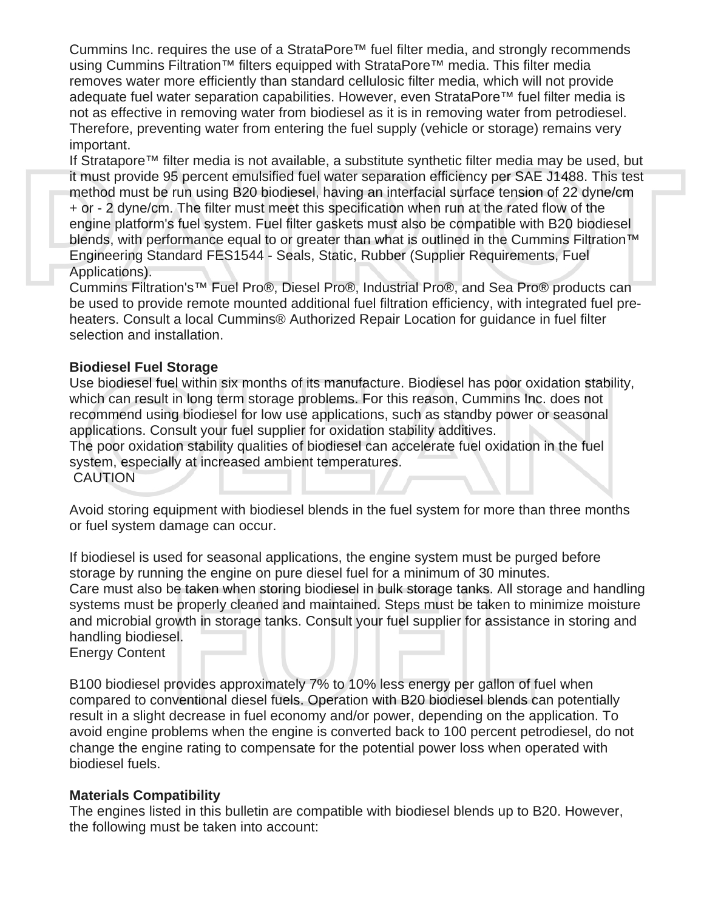Cummins Inc. requires the use of a StrataPore™ fuel filter media, and strongly recommends using Cummins Filtration™ filters equipped with StrataPore™ media. This filter media removes water more efficiently than standard cellulosic filter media, which will not provide adequate fuel water separation capabilities. However, even StrataPore™ fuel filter media is not as effective in removing water from biodiesel as it is in removing water from petrodiesel. Therefore, preventing water from entering the fuel supply (vehicle or storage) remains very important.

If Stratapore™ filter media is not available, a substitute synthetic filter media may be used, but it must provide 95 percent emulsified fuel water separation efficiency per SAE J1488. This test method must be run using B20 biodiesel, having an interfacial surface tension of 22 dyne/cm + or - 2 dyne/cm. The filter must meet this specification when run at the rated flow of the engine platform's fuel system. Fuel filter gaskets must also be compatible with B20 biodiesel blends, with performance equal to or greater than what is outlined in the Cummins Filtration™ Engineering Standard FES1544 - Seals, Static, Rubber (Supplier Requirements, Fuel Applications).

Cummins Filtration's™ Fuel Pro®, Diesel Pro®, Industrial Pro®, and Sea Pro® products can be used to provide remote mounted additional fuel filtration efficiency, with integrated fuel pre-heaters. Consult a local Cummins® Authorized Repair Location for guidance in fuel filter selection and installation.

**Biodiesel Fuel Storage**

Use biodiesel fuel within six months of its manufacture. Biodiesel has poor oxidation stability, which can result in long term storage problems. For this reason, Cummins Inc. does not recommend using biodiesel for low use applications, such as standby power or seasonal applications. Consult your fuel supplier for oxidation stability additives.

The poor oxidation stability qualities of biodiesel can accelerate fuel oxidation in the fuel system, especially at increased ambient temperatures.

CAUTION

Avoid storing equipment with biodiesel blends in the fuel system for more than three months or fuel system damage can occur.

If biodiesel is used for seasonal applications, the engine system must be purged before storage by running the engine on pure diesel fuel for a minimum of 30 minutes.

Care must also be taken when storing biodiesel in bulk storage tanks. All storage and handling systems must be properly cleaned and maintained. Steps must be taken to minimize moisture and microbial growth in storage tanks. Consult your fuel supplier for assistance in storing and handling biodiesel.

Energy Content

B100 biodiesel provides approximately 7% to 10% less energy per gallon of fuel when compared to conventional diesel fuels. Operation with B20 biodiesel blends can potentially result in a slight decrease in fuel economy and/or power, depending on the application. To avoid engine problems when the engine is converted back to 100 percent petrodiesel, do not change the engine rating to compensate for the potential power loss when operated with biodiesel fuels.

**Materials Compatibility**

The engines listed in this bulletin are compatible with biodiesel blends up to B20. However, the following must be taken into account: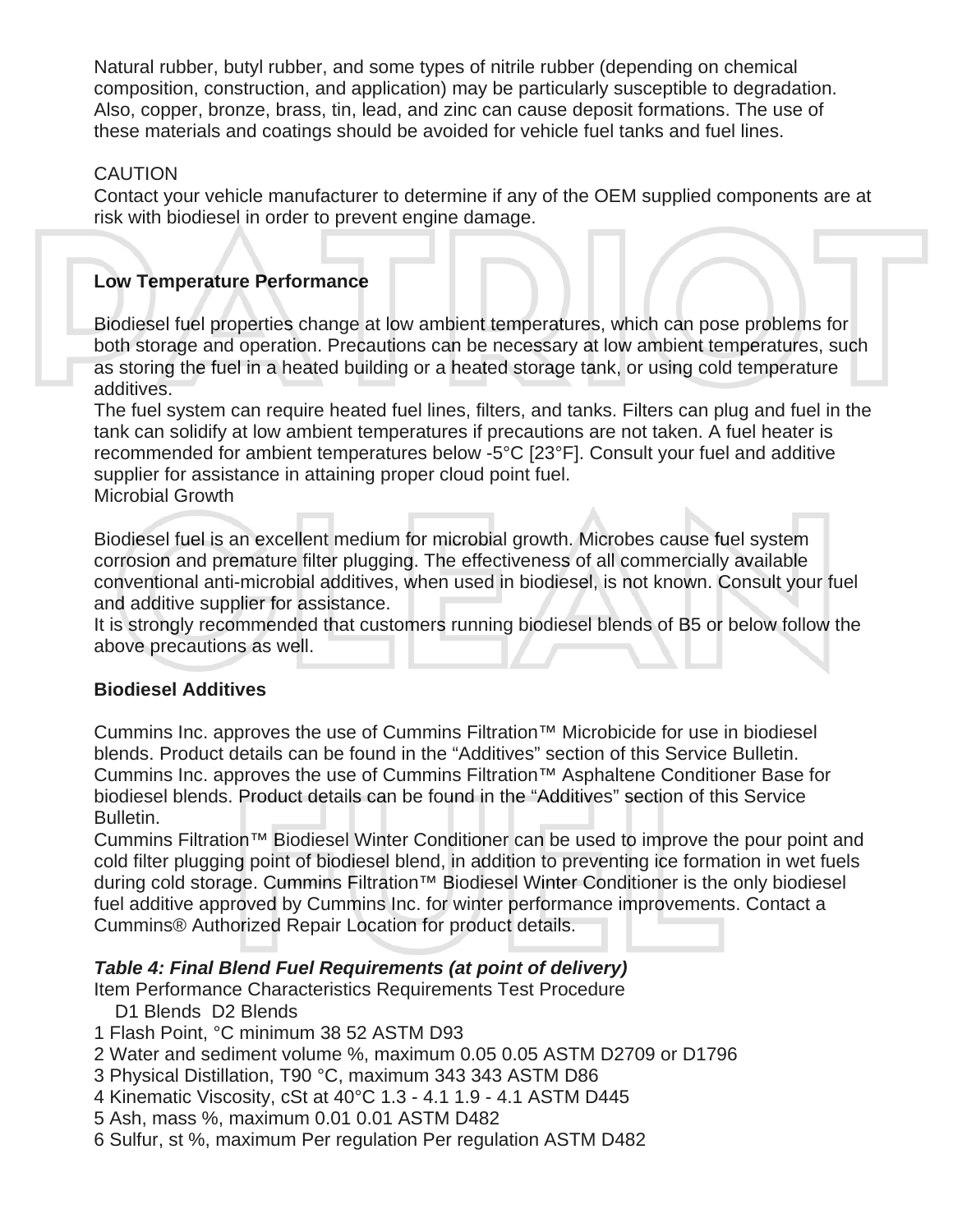Natural rubber, butyl rubber, and some types of nitrile rubber (depending on chemical composition, construction, and application) may be particularly susceptible to degradation. Also, copper, bronze, brass, tin, lead, and zinc can cause deposit formations. The use of these materials and coatings should be avoided for vehicle fuel tanks and fuel lines.

CAUTION
Contact your vehicle manufacturer to determine if any of the OEM supplied components are at risk with biodiesel in order to prevent engine damage.

**Low Temperature Performance**

Biodiesel fuel properties change at low ambient temperatures, which can pose problems for both storage and operation. Precautions can be necessary at low ambient temperatures, such as storing the fuel in a heated building or a heated storage tank, or using cold temperature additives.
The fuel system can require heated fuel lines, filters, and tanks. Filters can plug and fuel in the tank can solidify at low ambient temperatures if precautions are not taken. A fuel heater is recommended for ambient temperatures below -5°C [23°F]. Consult your fuel and additive supplier for assistance in attaining proper cloud point fuel.
Microbial Growth

Biodiesel fuel is an excellent medium for microbial growth. Microbes cause fuel system corrosion and premature filter plugging. The effectiveness of all commercially available conventional anti-microbial additives, when used in biodiesel, is not known. Consult your fuel and additive supplier for assistance.
It is strongly recommended that customers running biodiesel blends of B5 or below follow the above precautions as well.

**Biodiesel Additives**

Cummins Inc. approves the use of Cummins Filtration™ Microbicide for use in biodiesel blends. Product details can be found in the “Additives” section of this Service Bulletin.
Cummins Inc. approves the use of Cummins Filtration™ Asphaltene Conditioner Base for biodiesel blends. Product details can be found in the “Additives” section of this Service Bulletin.
Cummins Filtration™ Biodiesel Winter Conditioner can be used to improve the pour point and cold filter plugging point of biodiesel blend, in addition to preventing ice formation in wet fuels during cold storage. Cummins Filtration™ Biodiesel Winter Conditioner is the only biodiesel fuel additive approved by Cummins Inc. for winter performance improvements. Contact a Cummins® Authorized Repair Location for product details.

***Table 4: Final Blend Fuel Requirements (at point of delivery)***

| Item | Performance Characteristics | Requirements D1 Blends | Requirements D2 Blends | Test Procedure |
|---|---|---|---|---|
| 1 | Flash Point, °C minimum | 38 | 52 | ASTM D93 |
| 2 | Water and sediment volume %, maximum | 0.05 | 0.05 | ASTM D2709 or D1796 |
| 3 | Physical Distillation, T90 °C, maximum | 343 | 343 | ASTM D86 |
| 4 | Kinematic Viscosity, cSt at 40°C | 1.3 - 4.1 | 1.9 - 4.1 | ASTM D445 |
| 5 | Ash, mass %, maximum | 0.01 | 0.01 | ASTM D482 |
| 6 | Sulfur, st %, maximum | Per regulation | Per regulation | ASTM D482 |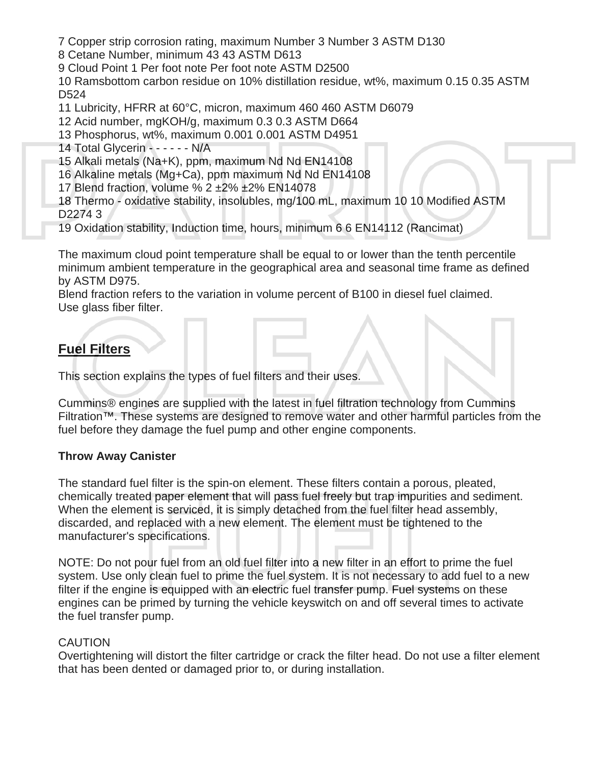7 Copper strip corrosion rating, maximum Number 3 Number 3 ASTM D130
8 Cetane Number, minimum 43 43 ASTM D613
9 Cloud Point 1 Per foot note Per foot note ASTM D2500
10 Ramsbottom carbon residue on 10% distillation residue, wt%, maximum 0.15 0.35 ASTM D524
11 Lubricity, HFRR at 60°C, micron, maximum 460 460 ASTM D6079
12 Acid number, mgKOH/g, maximum 0.3 0.3 ASTM D664
13 Phosphorus, wt%, maximum 0.001 0.001 ASTM D4951
14 Total Glycerin - - - - - - N/A
15 Alkali metals (Na+K), ppm, maximum Nd Nd EN14108
16 Alkaline metals (Mg+Ca), ppm maximum Nd Nd EN14108
17 Blend fraction, volume % 2 ±2% ±2% EN14078
18 Thermo - oxidative stability, insolubles, mg/100 mL, maximum 10 10 Modified ASTM D2274 3
19 Oxidation stability, Induction time, hours, minimum 6 6 EN14112 (Rancimat)

The maximum cloud point temperature shall be equal to or lower than the tenth percentile minimum ambient temperature in the geographical area and seasonal time frame as defined by ASTM D975.
Blend fraction refers to the variation in volume percent of B100 in diesel fuel claimed.
Use glass fiber filter.

## Fuel Filters

This section explains the types of fuel filters and their uses.

Cummins® engines are supplied with the latest in fuel filtration technology from Cummins Filtration™. These systems are designed to remove water and other harmful particles from the fuel before they damage the fuel pump and other engine components.

### Throw Away Canister

The standard fuel filter is the spin-on element. These filters contain a porous, pleated, chemically treated paper element that will pass fuel freely but trap impurities and sediment. When the element is serviced, it is simply detached from the fuel filter head assembly, discarded, and replaced with a new element. The element must be tightened to the manufacturer's specifications.

NOTE: Do not pour fuel from an old fuel filter into a new filter in an effort to prime the fuel system. Use only clean fuel to prime the fuel system. It is not necessary to add fuel to a new filter if the engine is equipped with an electric fuel transfer pump. Fuel systems on these engines can be primed by turning the vehicle keyswitch on and off several times to activate the fuel transfer pump.

CAUTION
Overtightening will distort the filter cartridge or crack the filter head. Do not use a filter element that has been dented or damaged prior to, or during installation.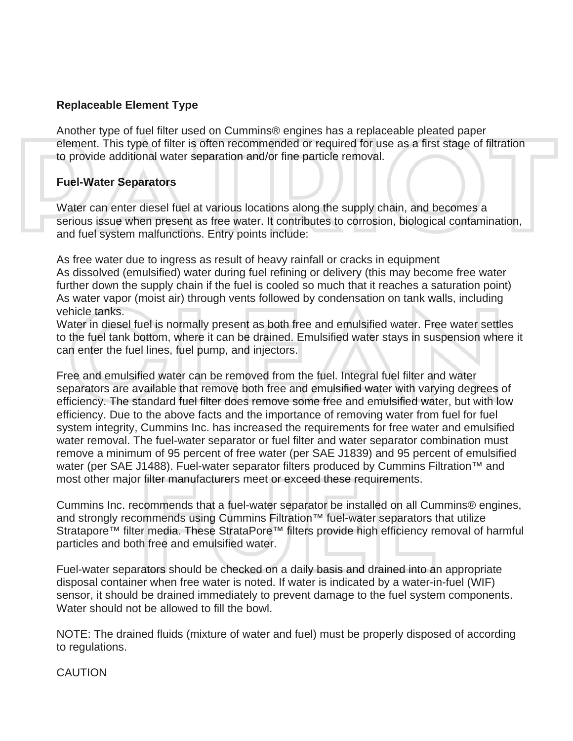**Replaceable Element Type**

Another type of fuel filter used on Cummins® engines has a replaceable pleated paper element. This type of filter is often recommended or required for use as a first stage of filtration to provide additional water separation and/or fine particle removal.

**Fuel-Water Separators**

Water can enter diesel fuel at various locations along the supply chain, and becomes a serious issue when present as free water. It contributes to corrosion, biological contamination, and fuel system malfunctions. Entry points include:

As free water due to ingress as result of heavy rainfall or cracks in equipment
As dissolved (emulsified) water during fuel refining or delivery (this may become free water further down the supply chain if the fuel is cooled so much that it reaches a saturation point)
As water vapor (moist air) through vents followed by condensation on tank walls, including vehicle tanks.
Water in diesel fuel is normally present as both free and emulsified water. Free water settles to the fuel tank bottom, where it can be drained. Emulsified water stays in suspension where it can enter the fuel lines, fuel pump, and injectors.

Free and emulsified water can be removed from the fuel. Integral fuel filter and water separators are available that remove both free and emulsified water with varying degrees of efficiency. The standard fuel filter does remove some free and emulsified water, but with low efficiency. Due to the above facts and the importance of removing water from fuel for fuel system integrity, Cummins Inc. has increased the requirements for free water and emulsified water removal. The fuel-water separator or fuel filter and water separator combination must remove a minimum of 95 percent of free water (per SAE J1839) and 95 percent of emulsified water (per SAE J1488). Fuel-water separator filters produced by Cummins Filtration™ and most other major filter manufacturers meet or exceed these requirements.

Cummins Inc. recommends that a fuel-water separator be installed on all Cummins® engines, and strongly recommends using Cummins Filtration™ fuel-water separators that utilize Stratapore™ filter media. These StrataPore™ filters provide high efficiency removal of harmful particles and both free and emulsified water.

Fuel-water separators should be checked on a daily basis and drained into an appropriate disposal container when free water is noted. If water is indicated by a water-in-fuel (WIF) sensor, it should be drained immediately to prevent damage to the fuel system components. Water should not be allowed to fill the bowl.

NOTE: The drained fluids (mixture of water and fuel) must be properly disposed of according to regulations.

CAUTION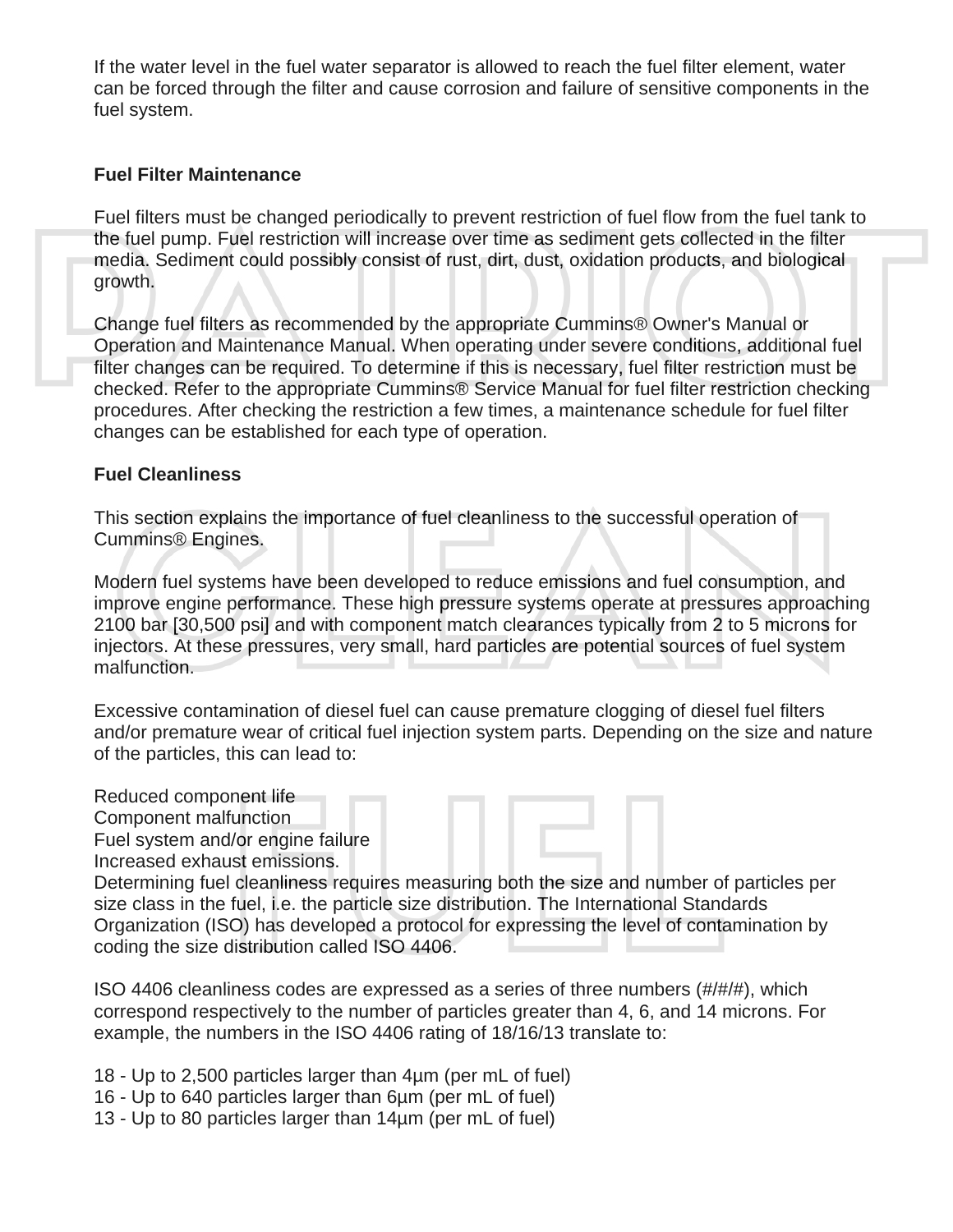If the water level in the fuel water separator is allowed to reach the fuel filter element, water can be forced through the filter and cause corrosion and failure of sensitive components in the fuel system.

**Fuel Filter Maintenance**

Fuel filters must be changed periodically to prevent restriction of fuel flow from the fuel tank to the fuel pump. Fuel restriction will increase over time as sediment gets collected in the filter media. Sediment could possibly consist of rust, dirt, dust, oxidation products, and biological growth.

Change fuel filters as recommended by the appropriate Cummins® Owner's Manual or Operation and Maintenance Manual. When operating under severe conditions, additional fuel filter changes can be required. To determine if this is necessary, fuel filter restriction must be checked. Refer to the appropriate Cummins® Service Manual for fuel filter restriction checking procedures. After checking the restriction a few times, a maintenance schedule for fuel filter changes can be established for each type of operation.

**Fuel Cleanliness**

This section explains the importance of fuel cleanliness to the successful operation of Cummins® Engines.

Modern fuel systems have been developed to reduce emissions and fuel consumption, and improve engine performance. These high pressure systems operate at pressures approaching 2100 bar [30,500 psi] and with component match clearances typically from 2 to 5 microns for injectors. At these pressures, very small, hard particles are potential sources of fuel system malfunction.

Excessive contamination of diesel fuel can cause premature clogging of diesel fuel filters and/or premature wear of critical fuel injection system parts. Depending on the size and nature of the particles, this can lead to:

Reduced component life
Component malfunction
Fuel system and/or engine failure
Increased exhaust emissions.
Determining fuel cleanliness requires measuring both the size and number of particles per size class in the fuel, i.e. the particle size distribution. The International Standards Organization (ISO) has developed a protocol for expressing the level of contamination by coding the size distribution called ISO 4406.

ISO 4406 cleanliness codes are expressed as a series of three numbers (#/#/#), which correspond respectively to the number of particles greater than 4, 6, and 14 microns. For example, the numbers in the ISO 4406 rating of 18/16/13 translate to:

18 - Up to 2,500 particles larger than 4µm (per mL of fuel)
16 - Up to 640 particles larger than 6µm (per mL of fuel)
13 - Up to 80 particles larger than 14µm (per mL of fuel)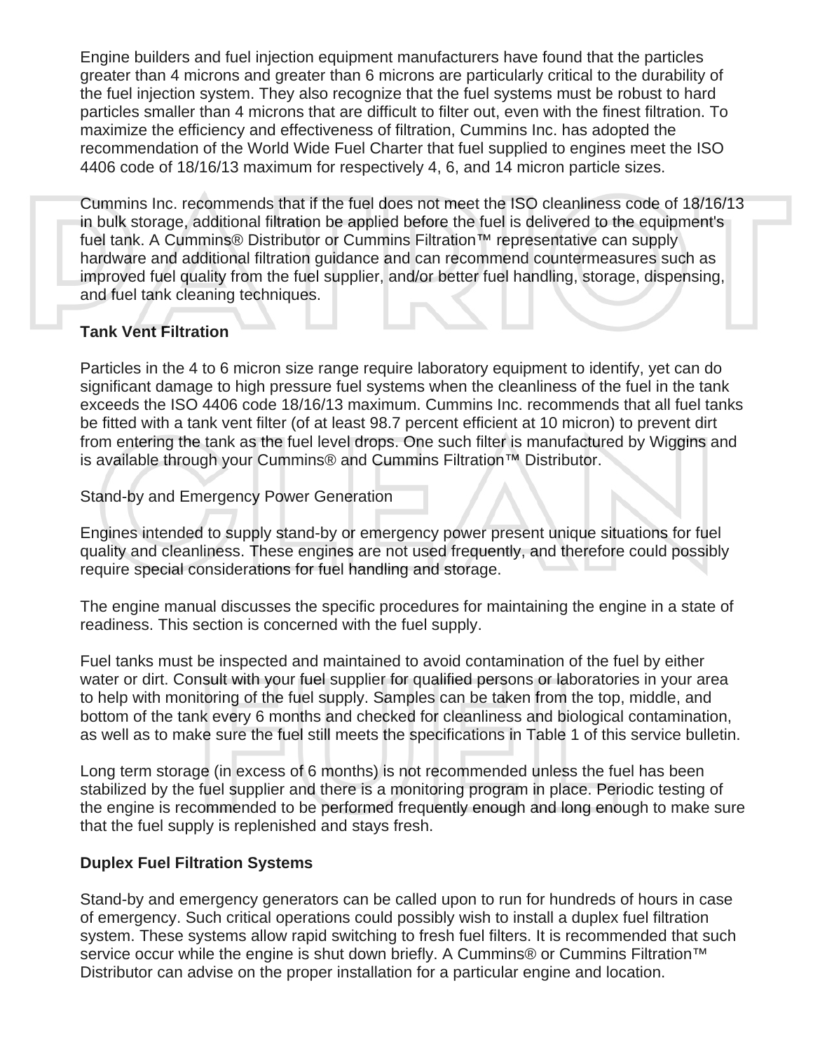Engine builders and fuel injection equipment manufacturers have found that the particles greater than 4 microns and greater than 6 microns are particularly critical to the durability of the fuel injection system. They also recognize that the fuel systems must be robust to hard particles smaller than 4 microns that are difficult to filter out, even with the finest filtration. To maximize the efficiency and effectiveness of filtration, Cummins Inc. has adopted the recommendation of the World Wide Fuel Charter that fuel supplied to engines meet the ISO 4406 code of 18/16/13 maximum for respectively 4, 6, and 14 micron particle sizes.

Cummins Inc. recommends that if the fuel does not meet the ISO cleanliness code of 18/16/13 in bulk storage, additional filtration be applied before the fuel is delivered to the equipment's fuel tank. A Cummins® Distributor or Cummins Filtration™ representative can supply hardware and additional filtration guidance and can recommend countermeasures such as improved fuel quality from the fuel supplier, and/or better fuel handling, storage, dispensing, and fuel tank cleaning techniques.

**Tank Vent Filtration**

Particles in the 4 to 6 micron size range require laboratory equipment to identify, yet can do significant damage to high pressure fuel systems when the cleanliness of the fuel in the tank exceeds the ISO 4406 code 18/16/13 maximum. Cummins Inc. recommends that all fuel tanks be fitted with a tank vent filter (of at least 98.7 percent efficient at 10 micron) to prevent dirt from entering the tank as the fuel level drops. One such filter is manufactured by Wiggins and is available through your Cummins® and Cummins Filtration™ Distributor.

Stand-by and Emergency Power Generation

Engines intended to supply stand-by or emergency power present unique situations for fuel quality and cleanliness. These engines are not used frequently, and therefore could possibly require special considerations for fuel handling and storage.

The engine manual discusses the specific procedures for maintaining the engine in a state of readiness. This section is concerned with the fuel supply.

Fuel tanks must be inspected and maintained to avoid contamination of the fuel by either water or dirt. Consult with your fuel supplier for qualified persons or laboratories in your area to help with monitoring of the fuel supply. Samples can be taken from the top, middle, and bottom of the tank every 6 months and checked for cleanliness and biological contamination, as well as to make sure the fuel still meets the specifications in Table 1 of this service bulletin.

Long term storage (in excess of 6 months) is not recommended unless the fuel has been stabilized by the fuel supplier and there is a monitoring program in place. Periodic testing of the engine is recommended to be performed frequently enough and long enough to make sure that the fuel supply is replenished and stays fresh.

**Duplex Fuel Filtration Systems**

Stand-by and emergency generators can be called upon to run for hundreds of hours in case of emergency. Such critical operations could possibly wish to install a duplex fuel filtration system. These systems allow rapid switching to fresh fuel filters. It is recommended that such service occur while the engine is shut down briefly. A Cummins® or Cummins Filtration™ Distributor can advise on the proper installation for a particular engine and location.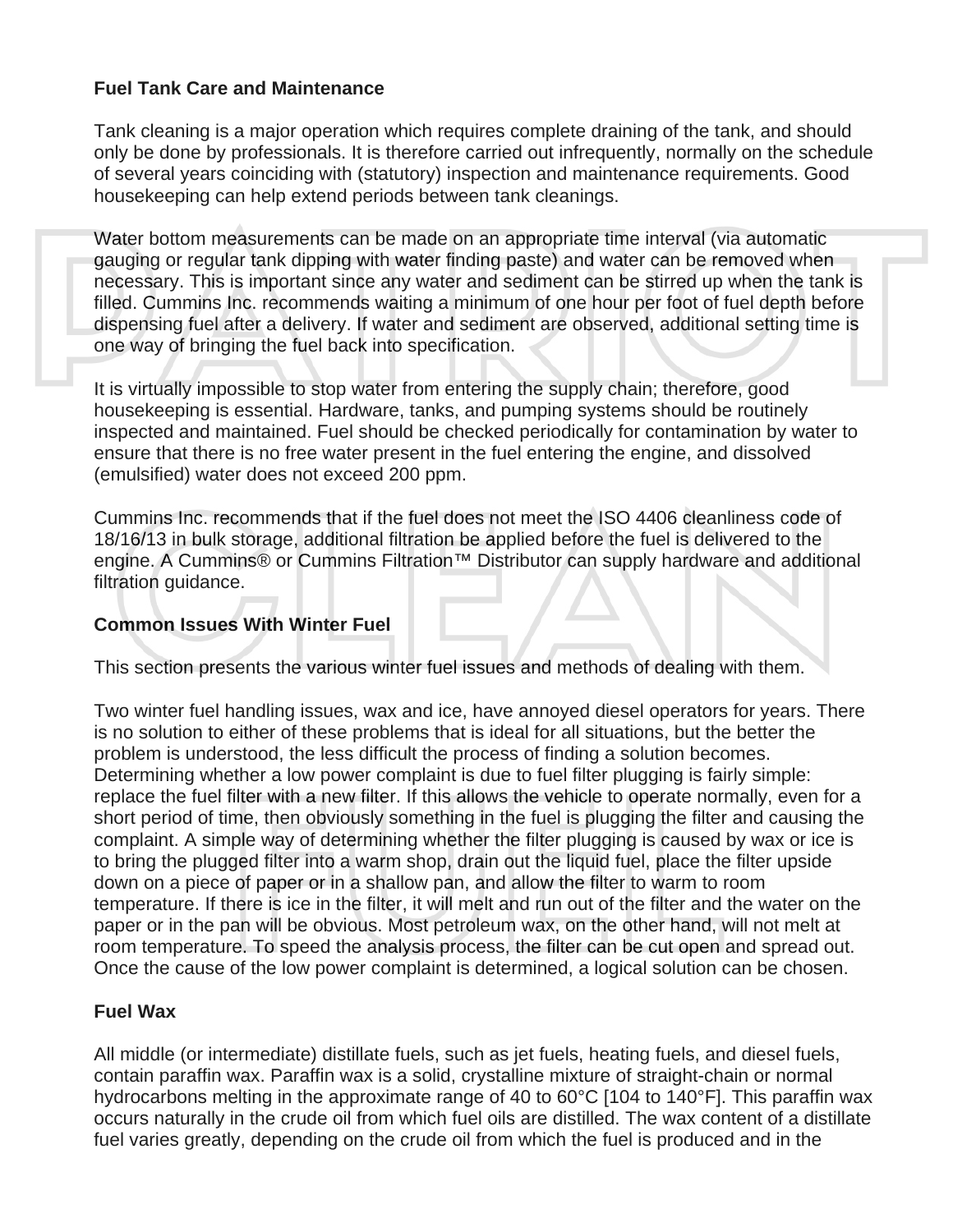### Fuel Tank Care and Maintenance

Tank cleaning is a major operation which requires complete draining of the tank, and should only be done by professionals. It is therefore carried out infrequently, normally on the schedule of several years coinciding with (statutory) inspection and maintenance requirements. Good housekeeping can help extend periods between tank cleanings.

Water bottom measurements can be made on an appropriate time interval (via automatic gauging or regular tank dipping with water finding paste) and water can be removed when necessary. This is important since any water and sediment can be stirred up when the tank is filled. Cummins Inc. recommends waiting a minimum of one hour per foot of fuel depth before dispensing fuel after a delivery. If water and sediment are observed, additional setting time is one way of bringing the fuel back into specification.

It is virtually impossible to stop water from entering the supply chain; therefore, good housekeeping is essential. Hardware, tanks, and pumping systems should be routinely inspected and maintained. Fuel should be checked periodically for contamination by water to ensure that there is no free water present in the fuel entering the engine, and dissolved (emulsified) water does not exceed 200 ppm.

Cummins Inc. recommends that if the fuel does not meet the ISO 4406 cleanliness code of 18/16/13 in bulk storage, additional filtration be applied before the fuel is delivered to the engine. A Cummins® or Cummins Filtration™ Distributor can supply hardware and additional filtration guidance.

### Common Issues With Winter Fuel

This section presents the various winter fuel issues and methods of dealing with them.

Two winter fuel handling issues, wax and ice, have annoyed diesel operators for years. There is no solution to either of these problems that is ideal for all situations, but the better the problem is understood, the less difficult the process of finding a solution becomes. Determining whether a low power complaint is due to fuel filter plugging is fairly simple: replace the fuel filter with a new filter. If this allows the vehicle to operate normally, even for a short period of time, then obviously something in the fuel is plugging the filter and causing the complaint. A simple way of determining whether the filter plugging is caused by wax or ice is to bring the plugged filter into a warm shop, drain out the liquid fuel, place the filter upside down on a piece of paper or in a shallow pan, and allow the filter to warm to room temperature. If there is ice in the filter, it will melt and run out of the filter and the water on the paper or in the pan will be obvious. Most petroleum wax, on the other hand, will not melt at room temperature. To speed the analysis process, the filter can be cut open and spread out. Once the cause of the low power complaint is determined, a logical solution can be chosen.

### Fuel Wax

All middle (or intermediate) distillate fuels, such as jet fuels, heating fuels, and diesel fuels, contain paraffin wax. Paraffin wax is a solid, crystalline mixture of straight-chain or normal hydrocarbons melting in the approximate range of 40 to 60°C [104 to 140°F]. This paraffin wax occurs naturally in the crude oil from which fuel oils are distilled. The wax content of a distillate fuel varies greatly, depending on the crude oil from which the fuel is produced and in the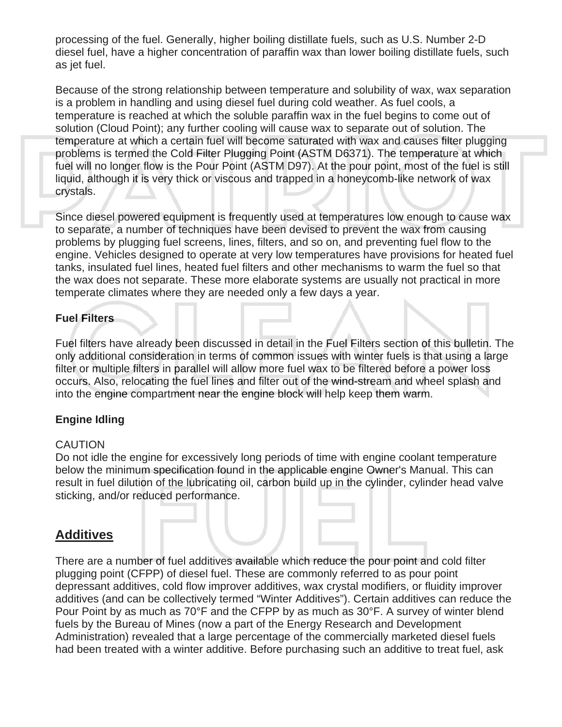processing of the fuel. Generally, higher boiling distillate fuels, such as U.S. Number 2-D diesel fuel, have a higher concentration of paraffin wax than lower boiling distillate fuels, such as jet fuel.

Because of the strong relationship between temperature and solubility of wax, wax separation is a problem in handling and using diesel fuel during cold weather. As fuel cools, a temperature is reached at which the soluble paraffin wax in the fuel begins to come out of solution (Cloud Point); any further cooling will cause wax to separate out of solution. The temperature at which a certain fuel will become saturated with wax and causes filter plugging problems is termed the Cold Filter Plugging Point (ASTM D6371). The temperature at which fuel will no longer flow is the Pour Point (ASTM D97). At the pour point, most of the fuel is still liquid, although it is very thick or viscous and trapped in a honeycomb-like network of wax crystals.

Since diesel powered equipment is frequently used at temperatures low enough to cause wax to separate, a number of techniques have been devised to prevent the wax from causing problems by plugging fuel screens, lines, filters, and so on, and preventing fuel flow to the engine. Vehicles designed to operate at very low temperatures have provisions for heated fuel tanks, insulated fuel lines, heated fuel filters and other mechanisms to warm the fuel so that the wax does not separate. These more elaborate systems are usually not practical in more temperate climates where they are needed only a few days a year.

**Fuel Filters**

Fuel filters have already been discussed in detail in the Fuel Filters section of this bulletin. The only additional consideration in terms of common issues with winter fuels is that using a large filter or multiple filters in parallel will allow more fuel wax to be filtered before a power loss occurs. Also, relocating the fuel lines and filter out of the wind-stream and wheel splash and into the engine compartment near the engine block will help keep them warm.

**Engine Idling**

CAUTION
Do not idle the engine for excessively long periods of time with engine coolant temperature below the minimum specification found in the applicable engine Owner's Manual. This can result in fuel dilution of the lubricating oil, carbon build up in the cylinder, cylinder head valve sticking, and/or reduced performance.

## Additives

There are a number of fuel additives available which reduce the pour point and cold filter plugging point (CFPP) of diesel fuel. These are commonly referred to as pour point depressant additives, cold flow improver additives, wax crystal modifiers, or fluidity improver additives (and can be collectively termed “Winter Additives”). Certain additives can reduce the Pour Point by as much as 70°F and the CFPP by as much as 30°F. A survey of winter blend fuels by the Bureau of Mines (now a part of the Energy Research and Development Administration) revealed that a large percentage of the commercially marketed diesel fuels had been treated with a winter additive. Before purchasing such an additive to treat fuel, ask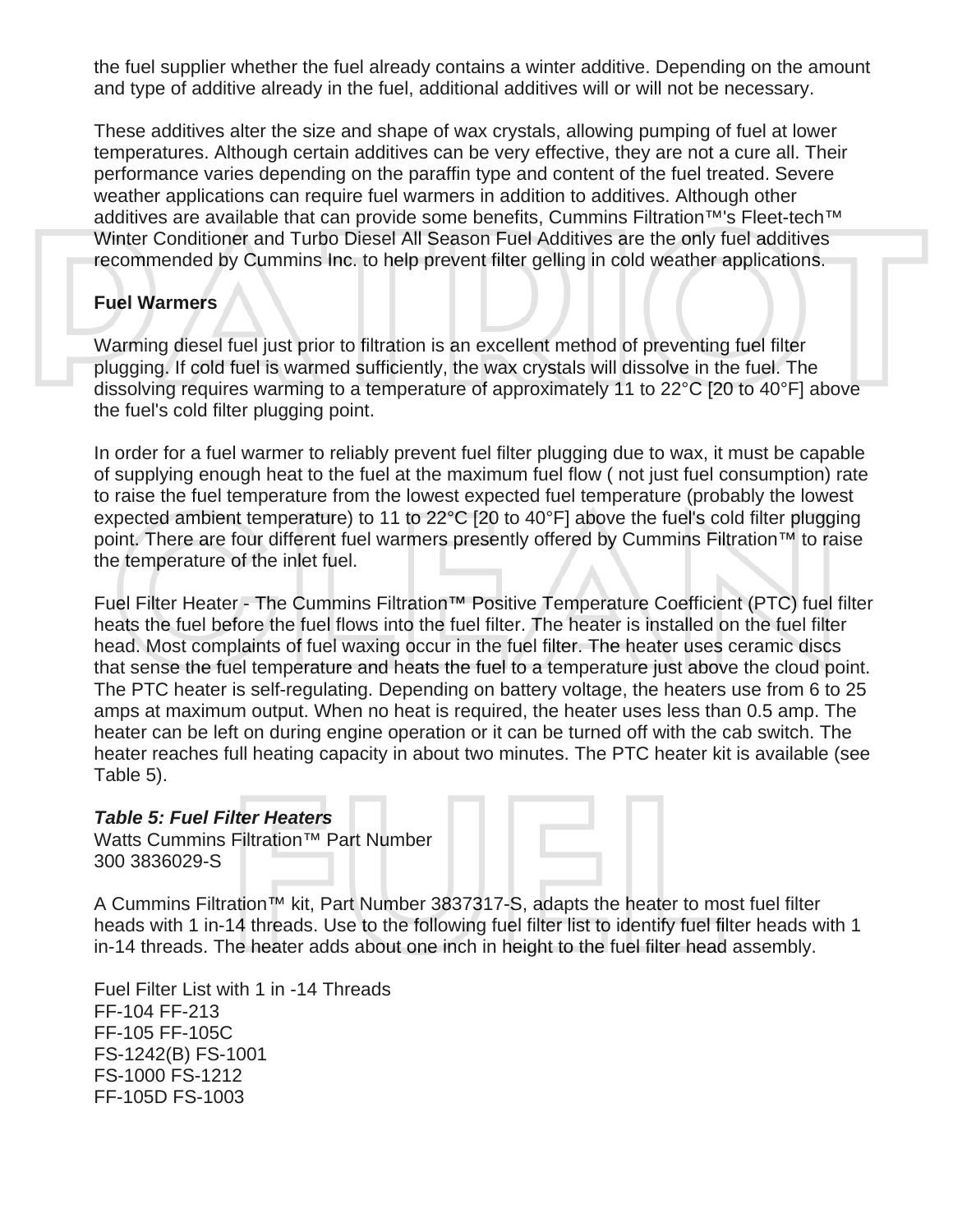the fuel supplier whether the fuel already contains a winter additive. Depending on the amount and type of additive already in the fuel, additional additives will or will not be necessary.

These additives alter the size and shape of wax crystals, allowing pumping of fuel at lower temperatures. Although certain additives can be very effective, they are not a cure all. Their performance varies depending on the paraffin type and content of the fuel treated. Severe weather applications can require fuel warmers in addition to additives. Although other additives are available that can provide some benefits, Cummins Filtration™'s Fleet-tech™ Winter Conditioner and Turbo Diesel All Season Fuel Additives are the only fuel additives recommended by Cummins Inc. to help prevent filter gelling in cold weather applications.

**Fuel Warmers**

Warming diesel fuel just prior to filtration is an excellent method of preventing fuel filter plugging. If cold fuel is warmed sufficiently, the wax crystals will dissolve in the fuel. The dissolving requires warming to a temperature of approximately 11 to 22°C [20 to 40°F] above the fuel's cold filter plugging point.

In order for a fuel warmer to reliably prevent fuel filter plugging due to wax, it must be capable of supplying enough heat to the fuel at the maximum fuel flow ( not just fuel consumption) rate to raise the fuel temperature from the lowest expected fuel temperature (probably the lowest expected ambient temperature) to 11 to 22°C [20 to 40°F] above the fuel's cold filter plugging point. There are four different fuel warmers presently offered by Cummins Filtration™ to raise the temperature of the inlet fuel.

Fuel Filter Heater - The Cummins Filtration™ Positive Temperature Coefficient (PTC) fuel filter heats the fuel before the fuel flows into the fuel filter. The heater is installed on the fuel filter head. Most complaints of fuel waxing occur in the fuel filter. The heater uses ceramic discs that sense the fuel temperature and heats the fuel to a temperature just above the cloud point. The PTC heater is self-regulating. Depending on battery voltage, the heaters use from 6 to 25 amps at maximum output. When no heat is required, the heater uses less than 0.5 amp. The heater can be left on during engine operation or it can be turned off with the cab switch. The heater reaches full heating capacity in about two minutes. The PTC heater kit is available (see Table 5).

***Table 5: Fuel Filter Heaters***

| Watts | Cummins Filtration™ Part Number |
|---|---|
| 300 | 3836029-S |

A Cummins Filtration™ kit, Part Number 3837317-S, adapts the heater to most fuel filter heads with 1 in-14 threads. Use to the following fuel filter list to identify fuel filter heads with 1 in-14 threads. The heater adds about one inch in height to the fuel filter head assembly.

Fuel Filter List with 1 in -14 Threads

FF-104 FF-213
FF-105 FF-105C
FS-1242(B) FS-1001
FS-1000 FS-1212
FF-105D FS-1003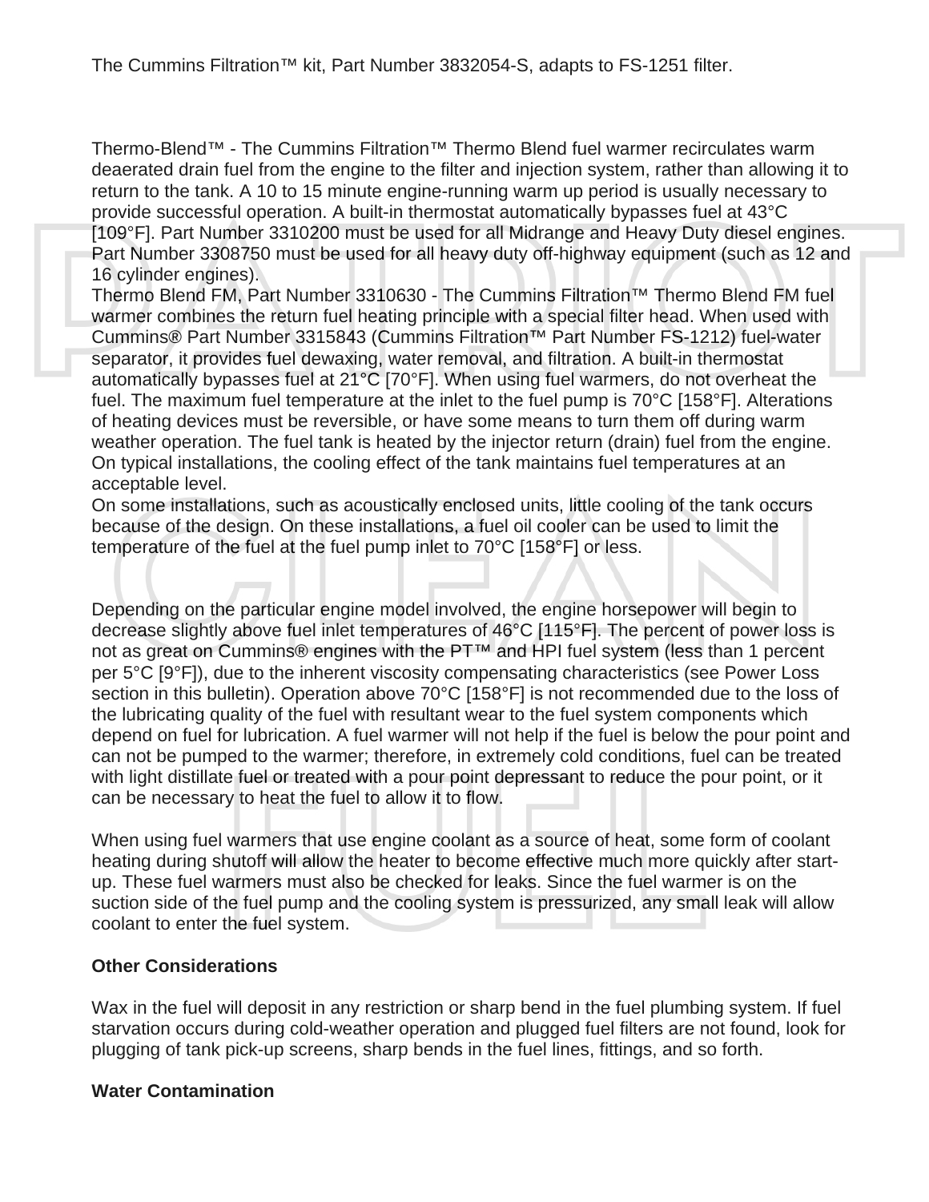The Cummins Filtration™ kit, Part Number 3832054-S, adapts to FS-1251 filter.

Thermo-Blend™ - The Cummins Filtration™ Thermo Blend fuel warmer recirculates warm deaerated drain fuel from the engine to the filter and injection system, rather than allowing it to return to the tank. A 10 to 15 minute engine-running warm up period is usually necessary to provide successful operation. A built-in thermostat automatically bypasses fuel at 43°C [109°F]. Part Number 3310200 must be used for all Midrange and Heavy Duty diesel engines. Part Number 3308750 must be used for all heavy duty off-highway equipment (such as 12 and 16 cylinder engines).

Thermo Blend FM, Part Number 3310630 - The Cummins Filtration™ Thermo Blend FM fuel warmer combines the return fuel heating principle with a special filter head. When used with Cummins® Part Number 3315843 (Cummins Filtration™ Part Number FS-1212) fuel-water separator, it provides fuel dewaxing, water removal, and filtration. A built-in thermostat automatically bypasses fuel at 21°C [70°F]. When using fuel warmers, do not overheat the fuel. The maximum fuel temperature at the inlet to the fuel pump is 70°C [158°F]. Alterations of heating devices must be reversible, or have some means to turn them off during warm weather operation. The fuel tank is heated by the injector return (drain) fuel from the engine. On typical installations, the cooling effect of the tank maintains fuel temperatures at an acceptable level.

On some installations, such as acoustically enclosed units, little cooling of the tank occurs because of the design. On these installations, a fuel oil cooler can be used to limit the temperature of the fuel at the fuel pump inlet to 70°C [158°F] or less.

Depending on the particular engine model involved, the engine horsepower will begin to decrease slightly above fuel inlet temperatures of 46°C [115°F]. The percent of power loss is not as great on Cummins® engines with the PT™ and HPI fuel system (less than 1 percent per 5°C [9°F]), due to the inherent viscosity compensating characteristics (see Power Loss section in this bulletin). Operation above 70°C [158°F] is not recommended due to the loss of the lubricating quality of the fuel with resultant wear to the fuel system components which depend on fuel for lubrication. A fuel warmer will not help if the fuel is below the pour point and can not be pumped to the warmer; therefore, in extremely cold conditions, fuel can be treated with light distillate fuel or treated with a pour point depressant to reduce the pour point, or it can be necessary to heat the fuel to allow it to flow.

When using fuel warmers that use engine coolant as a source of heat, some form of coolant heating during shutoff will allow the heater to become effective much more quickly after start-up. These fuel warmers must also be checked for leaks. Since the fuel warmer is on the suction side of the fuel pump and the cooling system is pressurized, any small leak will allow coolant to enter the fuel system.

**Other Considerations**

Wax in the fuel will deposit in any restriction or sharp bend in the fuel plumbing system. If fuel starvation occurs during cold-weather operation and plugged fuel filters are not found, look for plugging of tank pick-up screens, sharp bends in the fuel lines, fittings, and so forth.

**Water Contamination**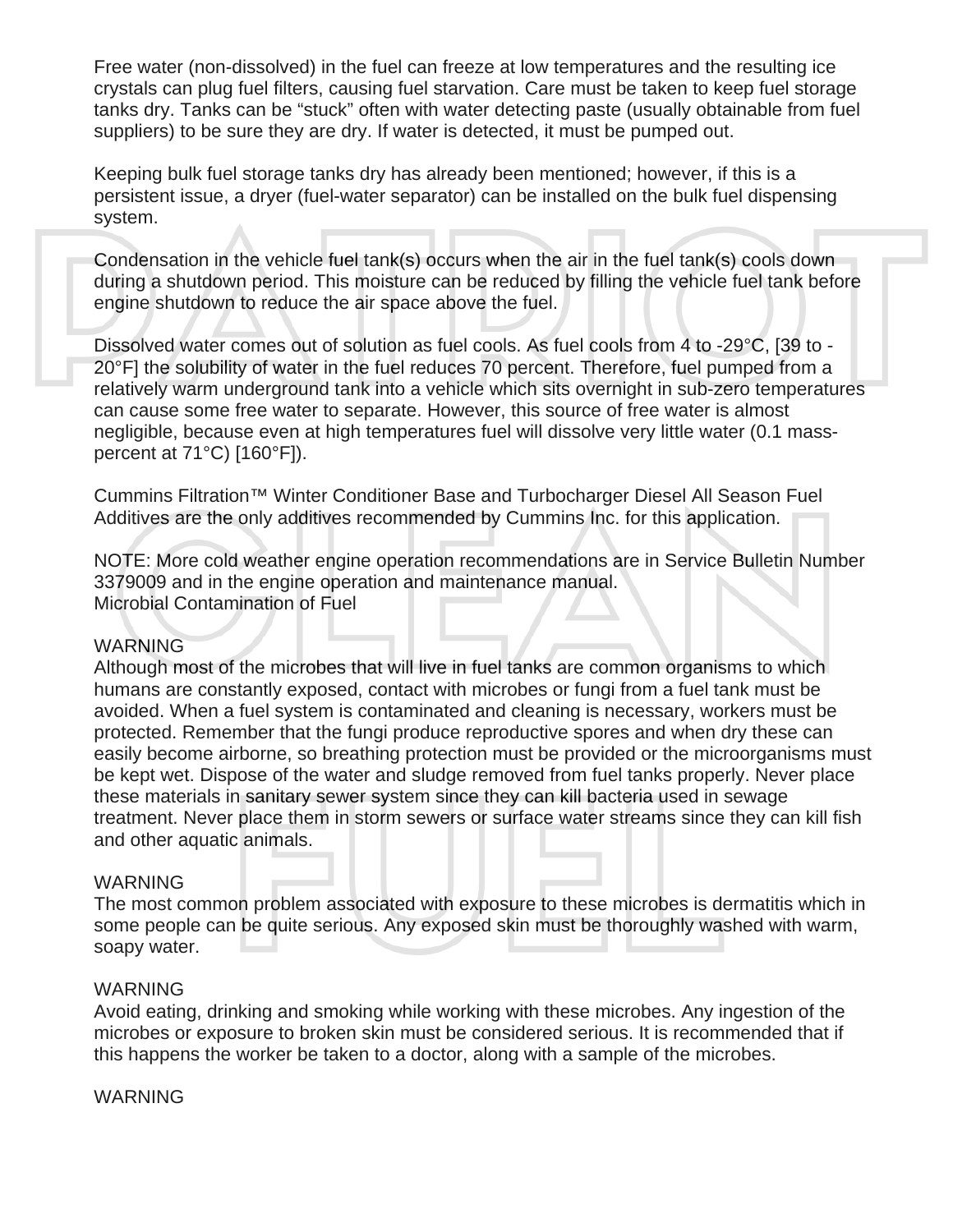Free water (non-dissolved) in the fuel can freeze at low temperatures and the resulting ice crystals can plug fuel filters, causing fuel starvation. Care must be taken to keep fuel storage tanks dry. Tanks can be “stuck” often with water detecting paste (usually obtainable from fuel suppliers) to be sure they are dry. If water is detected, it must be pumped out.

Keeping bulk fuel storage tanks dry has already been mentioned; however, if this is a persistent issue, a dryer (fuel-water separator) can be installed on the bulk fuel dispensing system.

Condensation in the vehicle fuel tank(s) occurs when the air in the fuel tank(s) cools down during a shutdown period. This moisture can be reduced by filling the vehicle fuel tank before engine shutdown to reduce the air space above the fuel.

Dissolved water comes out of solution as fuel cools. As fuel cools from 4 to -29°C, [39 to -20°F] the solubility of water in the fuel reduces 70 percent. Therefore, fuel pumped from a relatively warm underground tank into a vehicle which sits overnight in sub-zero temperatures can cause some free water to separate. However, this source of free water is almost negligible, because even at high temperatures fuel will dissolve very little water (0.1 mass-percent at 71°C) [160°F]).

Cummins Filtration™ Winter Conditioner Base and Turbocharger Diesel All Season Fuel Additives are the only additives recommended by Cummins Inc. for this application.

NOTE: More cold weather engine operation recommendations are in Service Bulletin Number 3379009 and in the engine operation and maintenance manual.
Microbial Contamination of Fuel

WARNING
Although most of the microbes that will live in fuel tanks are common organisms to which humans are constantly exposed, contact with microbes or fungi from a fuel tank must be avoided. When a fuel system is contaminated and cleaning is necessary, workers must be protected. Remember that the fungi produce reproductive spores and when dry these can easily become airborne, so breathing protection must be provided or the microorganisms must be kept wet. Dispose of the water and sludge removed from fuel tanks properly. Never place these materials in sanitary sewer system since they can kill bacteria used in sewage treatment. Never place them in storm sewers or surface water streams since they can kill fish and other aquatic animals.

WARNING
The most common problem associated with exposure to these microbes is dermatitis which in some people can be quite serious. Any exposed skin must be thoroughly washed with warm, soapy water.

WARNING
Avoid eating, drinking and smoking while working with these microbes. Any ingestion of the microbes or exposure to broken skin must be considered serious. It is recommended that if this happens the worker be taken to a doctor, along with a sample of the microbes.

WARNING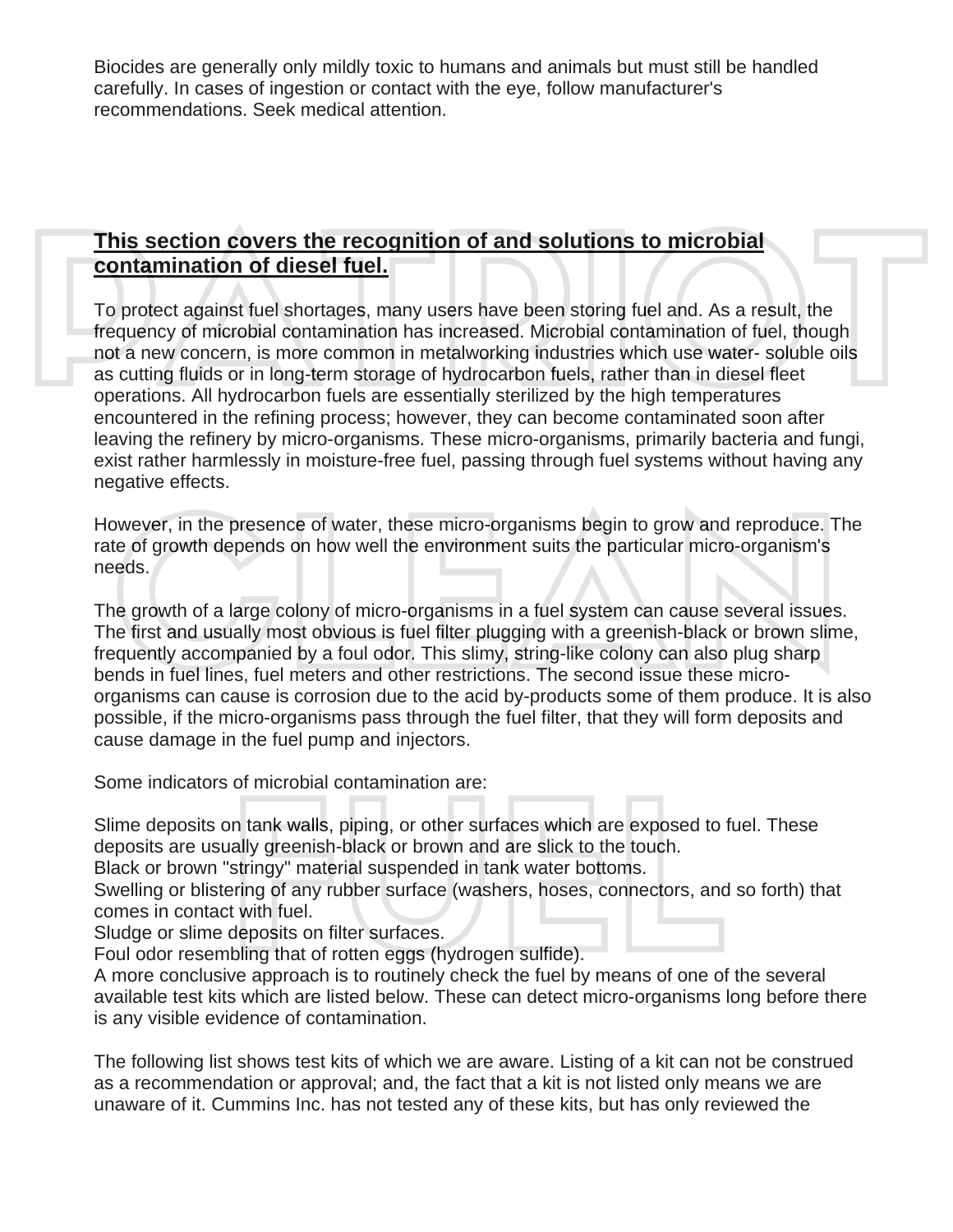Biocides are generally only mildly toxic to humans and animals but must still be handled carefully. In cases of ingestion or contact with the eye, follow manufacturer's recommendations. Seek medical attention.

**This section covers the recognition of and solutions to microbial contamination of diesel fuel.**

To protect against fuel shortages, many users have been storing fuel and. As a result, the frequency of microbial contamination has increased. Microbial contamination of fuel, though not a new concern, is more common in metalworking industries which use water- soluble oils as cutting fluids or in long-term storage of hydrocarbon fuels, rather than in diesel fleet operations. All hydrocarbon fuels are essentially sterilized by the high temperatures encountered in the refining process; however, they can become contaminated soon after leaving the refinery by micro-organisms. These micro-organisms, primarily bacteria and fungi, exist rather harmlessly in moisture-free fuel, passing through fuel systems without having any negative effects.

However, in the presence of water, these micro-organisms begin to grow and reproduce. The rate of growth depends on how well the environment suits the particular micro-organism's needs.

The growth of a large colony of micro-organisms in a fuel system can cause several issues. The first and usually most obvious is fuel filter plugging with a greenish-black or brown slime, frequently accompanied by a foul odor. This slimy, string-like colony can also plug sharp bends in fuel lines, fuel meters and other restrictions. The second issue these micro-organisms can cause is corrosion due to the acid by-products some of them produce. It is also possible, if the micro-organisms pass through the fuel filter, that they will form deposits and cause damage in the fuel pump and injectors.

Some indicators of microbial contamination are:

Slime deposits on tank walls, piping, or other surfaces which are exposed to fuel. These deposits are usually greenish-black or brown and are slick to the touch.
Black or brown "stringy" material suspended in tank water bottoms.
Swelling or blistering of any rubber surface (washers, hoses, connectors, and so forth) that comes in contact with fuel.
Sludge or slime deposits on filter surfaces.
Foul odor resembling that of rotten eggs (hydrogen sulfide).
A more conclusive approach is to routinely check the fuel by means of one of the several available test kits which are listed below. These can detect micro-organisms long before there is any visible evidence of contamination.

The following list shows test kits of which we are aware. Listing of a kit can not be construed as a recommendation or approval; and, the fact that a kit is not listed only means we are unaware of it. Cummins Inc. has not tested any of these kits, but has only reviewed the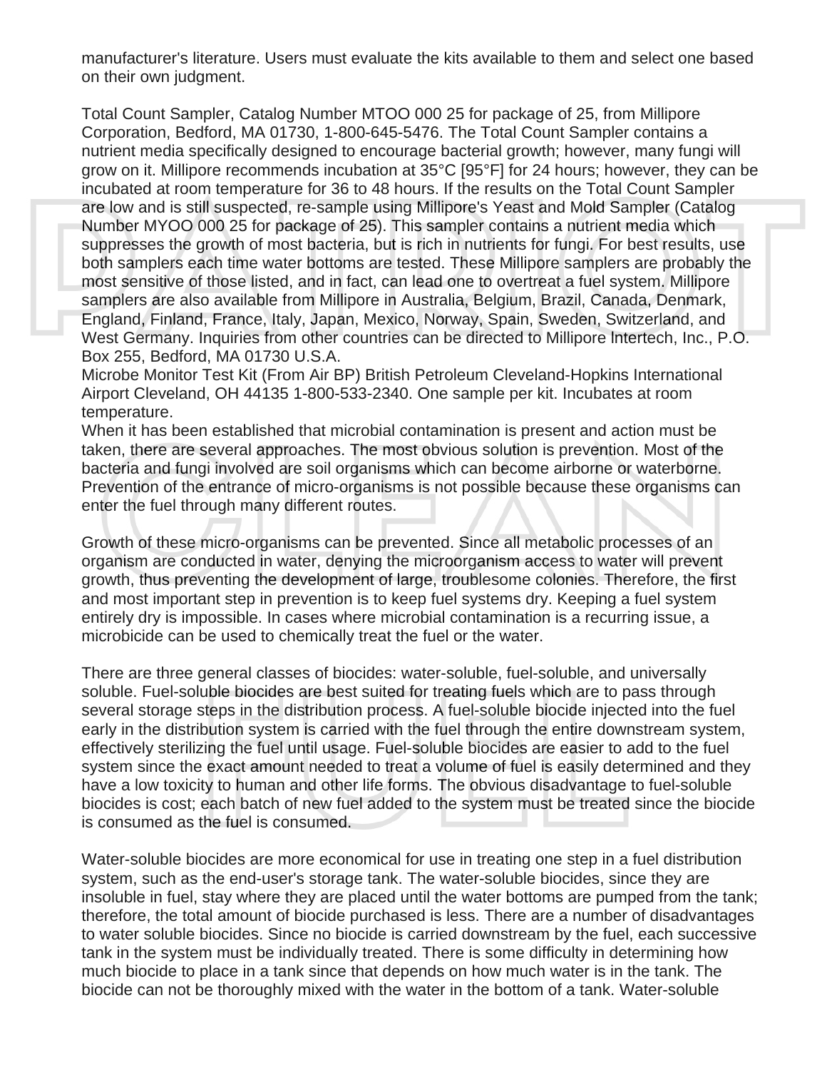manufacturer's literature. Users must evaluate the kits available to them and select one based on their own judgment.

Total Count Sampler, Catalog Number MTOO 000 25 for package of 25, from Millipore Corporation, Bedford, MA 01730, 1-800-645-5476. The Total Count Sampler contains a nutrient media specifically designed to encourage bacterial growth; however, many fungi will grow on it. Millipore recommends incubation at 35°C [95°F] for 24 hours; however, they can be incubated at room temperature for 36 to 48 hours. If the results on the Total Count Sampler are low and is still suspected, re-sample using Millipore's Yeast and Mold Sampler (Catalog Number MYOO 000 25 for package of 25). This sampler contains a nutrient media which suppresses the growth of most bacteria, but is rich in nutrients for fungi. For best results, use both samplers each time water bottoms are tested. These Millipore samplers are probably the most sensitive of those listed, and in fact, can lead one to overtreat a fuel system. Millipore samplers are also available from Millipore in Australia, Belgium, Brazil, Canada, Denmark, England, Finland, France, Italy, Japan, Mexico, Norway, Spain, Sweden, Switzerland, and West Germany. Inquiries from other countries can be directed to Millipore Intertech, Inc., P.O. Box 255, Bedford, MA 01730 U.S.A.

Microbe Monitor Test Kit (From Air BP) British Petroleum Cleveland-Hopkins International Airport Cleveland, OH 44135 1-800-533-2340. One sample per kit. Incubates at room temperature.

When it has been established that microbial contamination is present and action must be taken, there are several approaches. The most obvious solution is prevention. Most of the bacteria and fungi involved are soil organisms which can become airborne or waterborne. Prevention of the entrance of micro-organisms is not possible because these organisms can enter the fuel through many different routes.

Growth of these micro-organisms can be prevented. Since all metabolic processes of an organism are conducted in water, denying the microorganism access to water will prevent growth, thus preventing the development of large, troublesome colonies. Therefore, the first and most important step in prevention is to keep fuel systems dry. Keeping a fuel system entirely dry is impossible. In cases where microbial contamination is a recurring issue, a microbicide can be used to chemically treat the fuel or the water.

There are three general classes of biocides: water-soluble, fuel-soluble, and universally soluble. Fuel-soluble biocides are best suited for treating fuels which are to pass through several storage steps in the distribution process. A fuel-soluble biocide injected into the fuel early in the distribution system is carried with the fuel through the entire downstream system, effectively sterilizing the fuel until usage. Fuel-soluble biocides are easier to add to the fuel system since the exact amount needed to treat a volume of fuel is easily determined and they have a low toxicity to human and other life forms. The obvious disadvantage to fuel-soluble biocides is cost; each batch of new fuel added to the system must be treated since the biocide is consumed as the fuel is consumed.

Water-soluble biocides are more economical for use in treating one step in a fuel distribution system, such as the end-user's storage tank. The water-soluble biocides, since they are insoluble in fuel, stay where they are placed until the water bottoms are pumped from the tank; therefore, the total amount of biocide purchased is less. There are a number of disadvantages to water soluble biocides. Since no biocide is carried downstream by the fuel, each successive tank in the system must be individually treated. There is some difficulty in determining how much biocide to place in a tank since that depends on how much water is in the tank. The biocide can not be thoroughly mixed with the water in the bottom of a tank. Water-soluble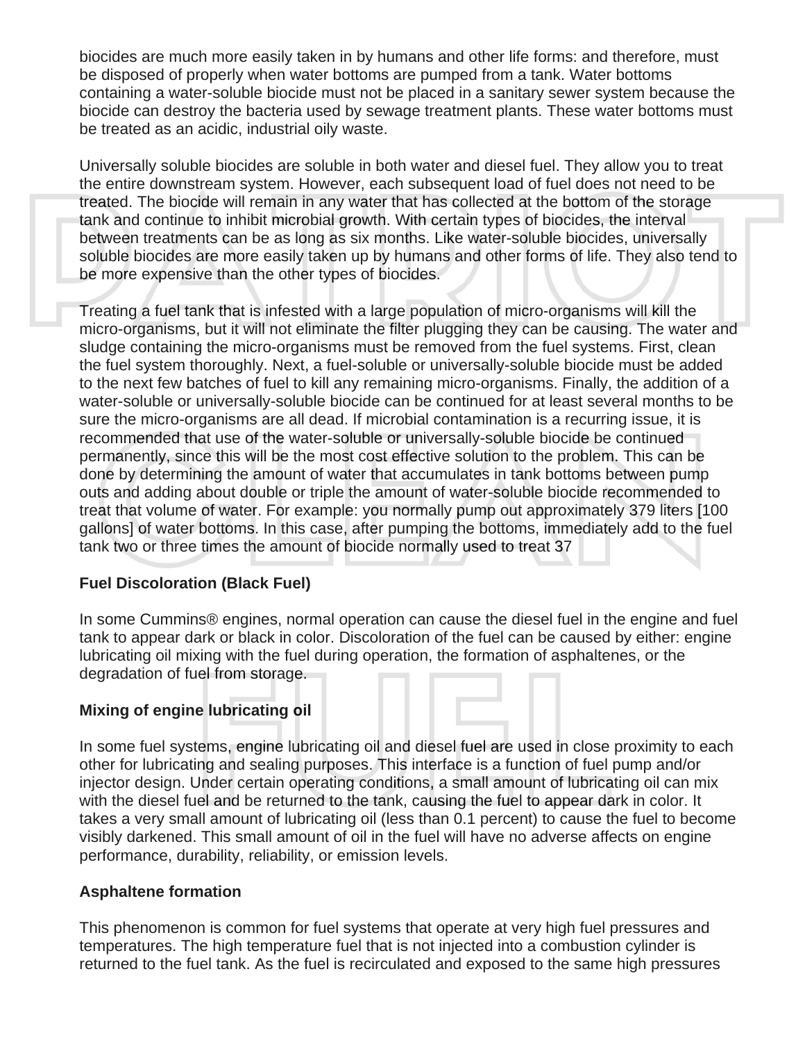biocides are much more easily taken in by humans and other life forms: and therefore, must be disposed of properly when water bottoms are pumped from a tank. Water bottoms containing a water-soluble biocide must not be placed in a sanitary sewer system because the biocide can destroy the bacteria used by sewage treatment plants. These water bottoms must be treated as an acidic, industrial oily waste.

Universally soluble biocides are soluble in both water and diesel fuel. They allow you to treat the entire downstream system. However, each subsequent load of fuel does not need to be treated. The biocide will remain in any water that has collected at the bottom of the storage tank and continue to inhibit microbial growth. With certain types of biocides, the interval between treatments can be as long as six months. Like water-soluble biocides, universally soluble biocides are more easily taken up by humans and other forms of life. They also tend to be more expensive than the other types of biocides.

Treating a fuel tank that is infested with a large population of micro-organisms will kill the micro-organisms, but it will not eliminate the filter plugging they can be causing. The water and sludge containing the micro-organisms must be removed from the fuel systems. First, clean the fuel system thoroughly. Next, a fuel-soluble or universally-soluble biocide must be added to the next few batches of fuel to kill any remaining micro-organisms. Finally, the addition of a water-soluble or universally-soluble biocide can be continued for at least several months to be sure the micro-organisms are all dead. If microbial contamination is a recurring issue, it is recommended that use of the water-soluble or universally-soluble biocide be continued permanently, since this will be the most cost effective solution to the problem. This can be done by determining the amount of water that accumulates in tank bottoms between pump outs and adding about double or triple the amount of water-soluble biocide recommended to treat that volume of water. For example: you normally pump out approximately 379 liters [100 gallons] of water bottoms. In this case, after pumping the bottoms, immediately add to the fuel tank two or three times the amount of biocide normally used to treat 37

**Fuel Discoloration (Black Fuel)**

In some Cummins® engines, normal operation can cause the diesel fuel in the engine and fuel tank to appear dark or black in color. Discoloration of the fuel can be caused by either: engine lubricating oil mixing with the fuel during operation, the formation of asphaltenes, or the degradation of fuel from storage.

**Mixing of engine lubricating oil**

In some fuel systems, engine lubricating oil and diesel fuel are used in close proximity to each other for lubricating and sealing purposes. This interface is a function of fuel pump and/or injector design. Under certain operating conditions, a small amount of lubricating oil can mix with the diesel fuel and be returned to the tank, causing the fuel to appear dark in color. It takes a very small amount of lubricating oil (less than 0.1 percent) to cause the fuel to become visibly darkened. This small amount of oil in the fuel will have no adverse affects on engine performance, durability, reliability, or emission levels.

**Asphaltene formation**

This phenomenon is common for fuel systems that operate at very high fuel pressures and temperatures. The high temperature fuel that is not injected into a combustion cylinder is returned to the fuel tank. As the fuel is recirculated and exposed to the same high pressures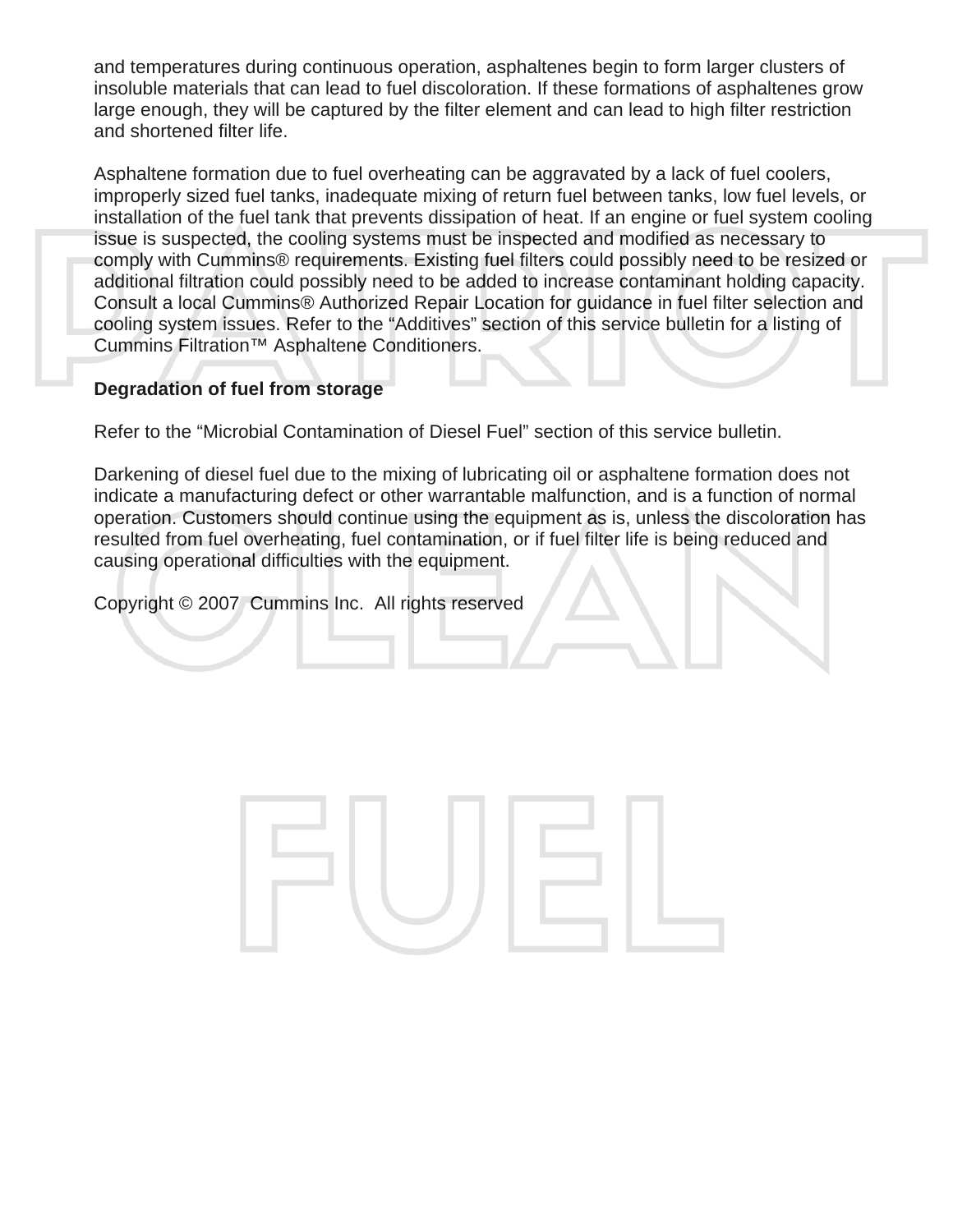and temperatures during continuous operation, asphaltenes begin to form larger clusters of insoluble materials that can lead to fuel discoloration. If these formations of asphaltenes grow large enough, they will be captured by the filter element and can lead to high filter restriction and shortened filter life.

Asphaltene formation due to fuel overheating can be aggravated by a lack of fuel coolers, improperly sized fuel tanks, inadequate mixing of return fuel between tanks, low fuel levels, or installation of the fuel tank that prevents dissipation of heat. If an engine or fuel system cooling issue is suspected, the cooling systems must be inspected and modified as necessary to comply with Cummins® requirements. Existing fuel filters could possibly need to be resized or additional filtration could possibly need to be added to increase contaminant holding capacity. Consult a local Cummins® Authorized Repair Location for guidance in fuel filter selection and cooling system issues. Refer to the "Additives" section of this service bulletin for a listing of Cummins Filtration™ Asphaltene Conditioners.

**Degradation of fuel from storage**

Refer to the "Microbial Contamination of Diesel Fuel" section of this service bulletin.

Darkening of diesel fuel due to the mixing of lubricating oil or asphaltene formation does not indicate a manufacturing defect or other warrantable malfunction, and is a function of normal operation. Customers should continue using the equipment as is, unless the discoloration has resulted from fuel overheating, fuel contamination, or if fuel filter life is being reduced and causing operational difficulties with the equipment.

Copyright © 2007 Cummins Inc. All rights reserved